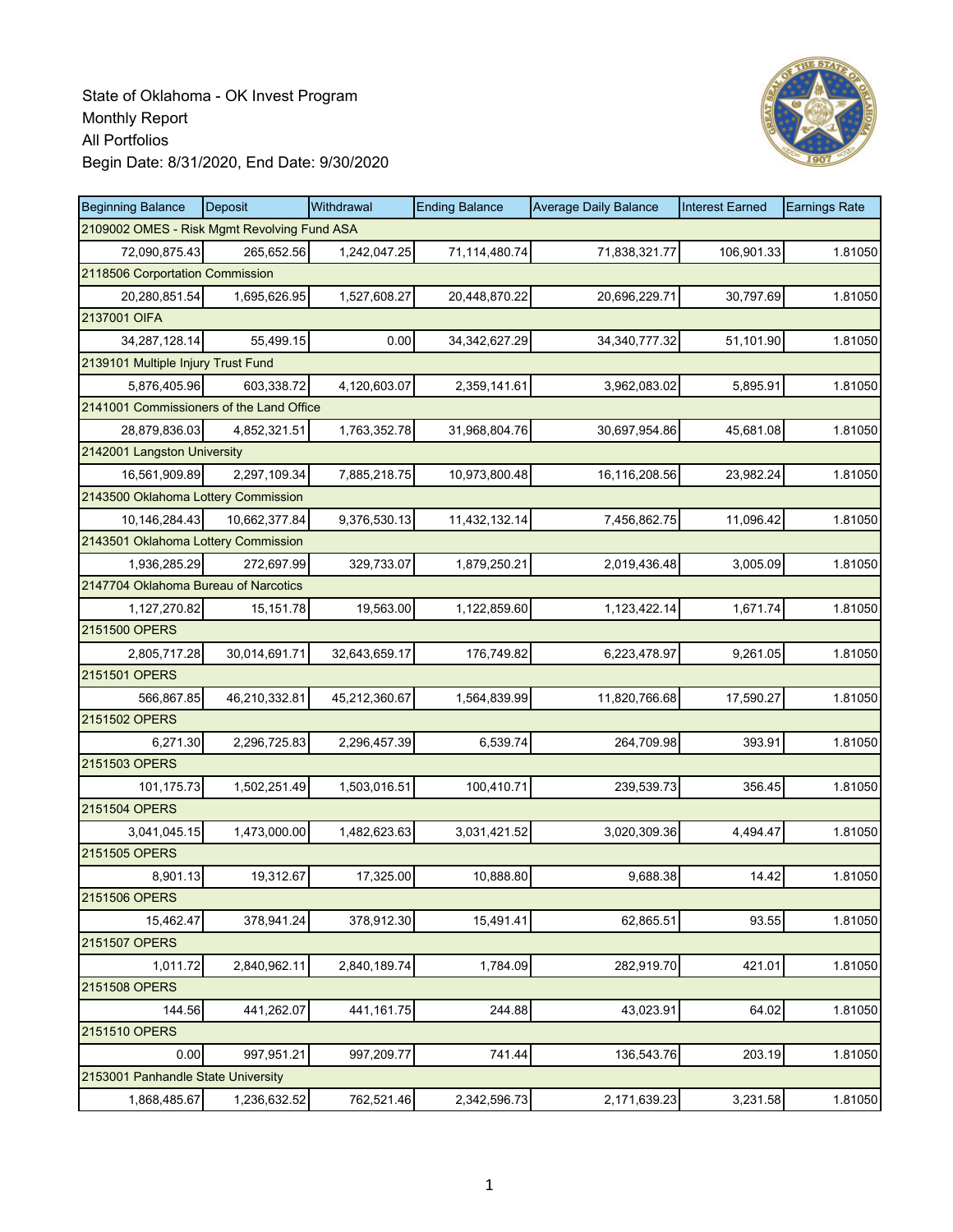State of Oklahoma - OK Invest Program
Monthly Report
All Portfolios
Begin Date: 8/31/2020, End Date: 9/30/2020

| Beginning Balance | Deposit | Withdrawal | Ending Balance | Average Daily Balance | Interest Earned | Earnings Rate |
|---|---|---|---|---|---|---|
| 2109002 OMES - Risk Mgmt Revolving Fund ASA | | | | | | |
| 72,090,875.43 | 265,652.56 | 1,242,047.25 | 71,114,480.74 | 71,838,321.77 | 106,901.33 | 1.81050 |
| 2118506 Corportation Commission | | | | | | |
| 20,280,851.54 | 1,695,626.95 | 1,527,608.27 | 20,448,870.22 | 20,696,229.71 | 30,797.69 | 1.81050 |
| 2137001 OIFA | | | | | | |
| 34,287,128.14 | 55,499.15 | 0.00 | 34,342,627.29 | 34,340,777.32 | 51,101.90 | 1.81050 |
| 2139101 Multiple Injury Trust Fund | | | | | | |
| 5,876,405.96 | 603,338.72 | 4,120,603.07 | 2,359,141.61 | 3,962,083.02 | 5,895.91 | 1.81050 |
| 2141001 Commissioners of the Land Office | | | | | | |
| 28,879,836.03 | 4,852,321.51 | 1,763,352.78 | 31,968,804.76 | 30,697,954.86 | 45,681.08 | 1.81050 |
| 2142001 Langston University | | | | | | |
| 16,561,909.89 | 2,297,109.34 | 7,885,218.75 | 10,973,800.48 | 16,116,208.56 | 23,982.24 | 1.81050 |
| 2143500 Oklahoma Lottery Commission | | | | | | |
| 10,146,284.43 | 10,662,377.84 | 9,376,530.13 | 11,432,132.14 | 7,456,862.75 | 11,096.42 | 1.81050 |
| 2143501 Oklahoma Lottery Commission | | | | | | |
| 1,936,285.29 | 272,697.99 | 329,733.07 | 1,879,250.21 | 2,019,436.48 | 3,005.09 | 1.81050 |
| 2147704 Oklahoma Bureau of Narcotics | | | | | | |
| 1,127,270.82 | 15,151.78 | 19,563.00 | 1,122,859.60 | 1,123,422.14 | 1,671.74 | 1.81050 |
| 2151500 OPERS | | | | | | |
| 2,805,717.28 | 30,014,691.71 | 32,643,659.17 | 176,749.82 | 6,223,478.97 | 9,261.05 | 1.81050 |
| 2151501 OPERS | | | | | | |
| 566,867.85 | 46,210,332.81 | 45,212,360.67 | 1,564,839.99 | 11,820,766.68 | 17,590.27 | 1.81050 |
| 2151502 OPERS | | | | | | |
| 6,271.30 | 2,296,725.83 | 2,296,457.39 | 6,539.74 | 264,709.98 | 393.91 | 1.81050 |
| 2151503 OPERS | | | | | | |
| 101,175.73 | 1,502,251.49 | 1,503,016.51 | 100,410.71 | 239,539.73 | 356.45 | 1.81050 |
| 2151504 OPERS | | | | | | |
| 3,041,045.15 | 1,473,000.00 | 1,482,623.63 | 3,031,421.52 | 3,020,309.36 | 4,494.47 | 1.81050 |
| 2151505 OPERS | | | | | | |
| 8,901.13 | 19,312.67 | 17,325.00 | 10,888.80 | 9,688.38 | 14.42 | 1.81050 |
| 2151506 OPERS | | | | | | |
| 15,462.47 | 378,941.24 | 378,912.30 | 15,491.41 | 62,865.51 | 93.55 | 1.81050 |
| 2151507 OPERS | | | | | | |
| 1,011.72 | 2,840,962.11 | 2,840,189.74 | 1,784.09 | 282,919.70 | 421.01 | 1.81050 |
| 2151508 OPERS | | | | | | |
| 144.56 | 441,262.07 | 441,161.75 | 244.88 | 43,023.91 | 64.02 | 1.81050 |
| 2151510 OPERS | | | | | | |
| 0.00 | 997,951.21 | 997,209.77 | 741.44 | 136,543.76 | 203.19 | 1.81050 |
| 2153001 Panhandle State University | | | | | | |
| 1,868,485.67 | 1,236,632.52 | 762,521.46 | 2,342,596.73 | 2,171,639.23 | 3,231.58 | 1.81050 |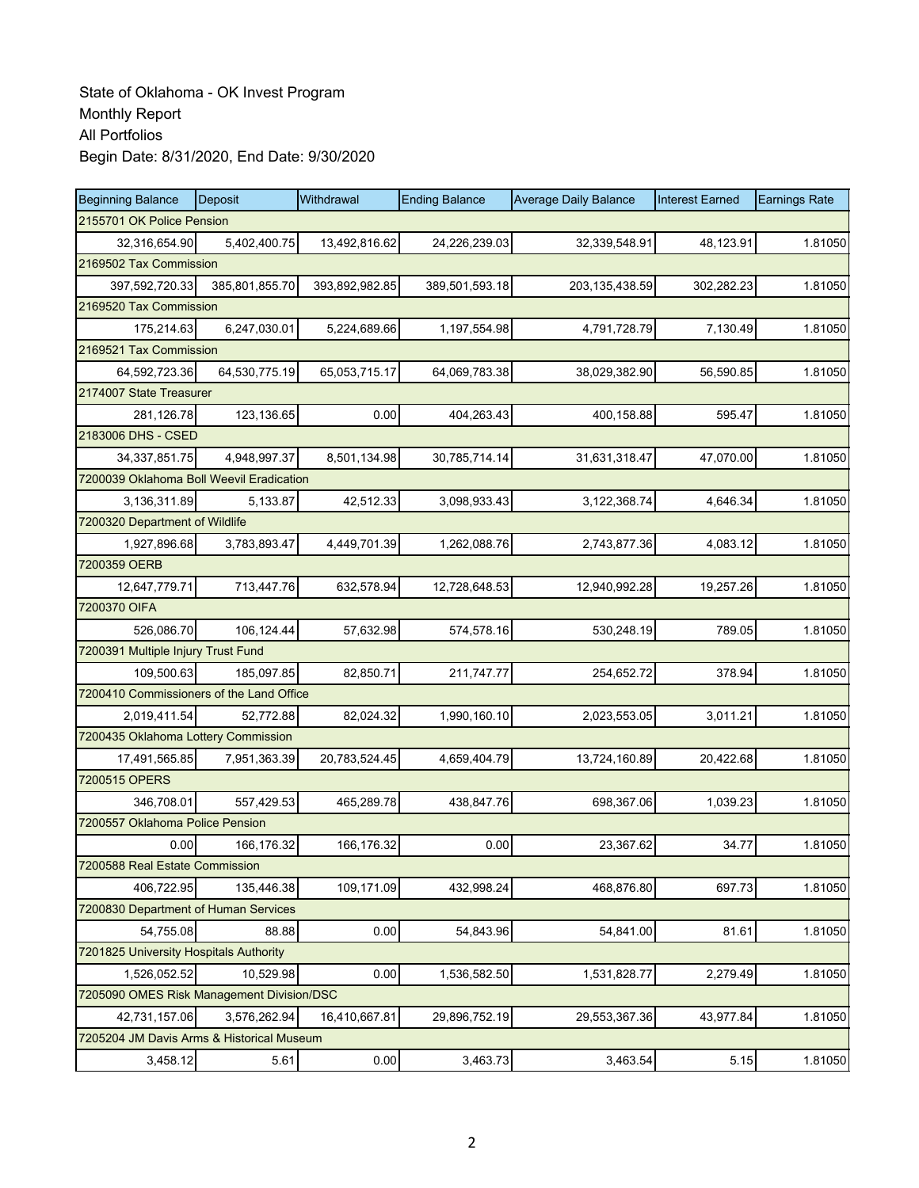State of Oklahoma - OK Invest Program
Monthly Report
All Portfolios
Begin Date: 8/31/2020, End Date: 9/30/2020

| Beginning Balance | Deposit | Withdrawal | Ending Balance | Average Daily Balance | Interest Earned | Earnings Rate |
|---|---|---|---|---|---|---|
| 2155701 OK Police Pension | | | | | | |
| 32,316,654.90 | 5,402,400.75 | 13,492,816.62 | 24,226,239.03 | 32,339,548.91 | 48,123.91 | 1.81050 |
| 2169502 Tax Commission | | | | | | |
| 397,592,720.33 | 385,801,855.70 | 393,892,982.85 | 389,501,593.18 | 203,135,438.59 | 302,282.23 | 1.81050 |
| 2169520 Tax Commission | | | | | | |
| 175,214.63 | 6,247,030.01 | 5,224,689.66 | 1,197,554.98 | 4,791,728.79 | 7,130.49 | 1.81050 |
| 2169521 Tax Commission | | | | | | |
| 64,592,723.36 | 64,530,775.19 | 65,053,715.17 | 64,069,783.38 | 38,029,382.90 | 56,590.85 | 1.81050 |
| 2174007 State Treasurer | | | | | | |
| 281,126.78 | 123,136.65 | 0.00 | 404,263.43 | 400,158.88 | 595.47 | 1.81050 |
| 2183006 DHS - CSED | | | | | | |
| 34,337,851.75 | 4,948,997.37 | 8,501,134.98 | 30,785,714.14 | 31,631,318.47 | 47,070.00 | 1.81050 |
| 7200039 Oklahoma Boll Weevil Eradication | | | | | | |
| 3,136,311.89 | 5,133.87 | 42,512.33 | 3,098,933.43 | 3,122,368.74 | 4,646.34 | 1.81050 |
| 7200320 Department of Wildlife | | | | | | |
| 1,927,896.68 | 3,783,893.47 | 4,449,701.39 | 1,262,088.76 | 2,743,877.36 | 4,083.12 | 1.81050 |
| 7200359 OERB | | | | | | |
| 12,647,779.71 | 713,447.76 | 632,578.94 | 12,728,648.53 | 12,940,992.28 | 19,257.26 | 1.81050 |
| 7200370 OIFA | | | | | | |
| 526,086.70 | 106,124.44 | 57,632.98 | 574,578.16 | 530,248.19 | 789.05 | 1.81050 |
| 7200391 Multiple Injury Trust Fund | | | | | | |
| 109,500.63 | 185,097.85 | 82,850.71 | 211,747.77 | 254,652.72 | 378.94 | 1.81050 |
| 7200410 Commissioners of the Land Office | | | | | | |
| 2,019,411.54 | 52,772.88 | 82,024.32 | 1,990,160.10 | 2,023,553.05 | 3,011.21 | 1.81050 |
| 7200435 Oklahoma Lottery Commission | | | | | | |
| 17,491,565.85 | 7,951,363.39 | 20,783,524.45 | 4,659,404.79 | 13,724,160.89 | 20,422.68 | 1.81050 |
| 7200515 OPERS | | | | | | |
| 346,708.01 | 557,429.53 | 465,289.78 | 438,847.76 | 698,367.06 | 1,039.23 | 1.81050 |
| 7200557 Oklahoma Police Pension | | | | | | |
| 0.00 | 166,176.32 | 166,176.32 | 0.00 | 23,367.62 | 34.77 | 1.81050 |
| 7200588 Real Estate Commission | | | | | | |
| 406,722.95 | 135,446.38 | 109,171.09 | 432,998.24 | 468,876.80 | 697.73 | 1.81050 |
| 7200830 Department of Human Services | | | | | | |
| 54,755.08 | 88.88 | 0.00 | 54,843.96 | 54,841.00 | 81.61 | 1.81050 |
| 7201825 University Hospitals Authority | | | | | | |
| 1,526,052.52 | 10,529.98 | 0.00 | 1,536,582.50 | 1,531,828.77 | 2,279.49 | 1.81050 |
| 7205090 OMES Risk Management Division/DSC | | | | | | |
| 42,731,157.06 | 3,576,262.94 | 16,410,667.81 | 29,896,752.19 | 29,553,367.36 | 43,977.84 | 1.81050 |
| 7205204 JM Davis Arms & Historical Museum | | | | | | |
| 3,458.12 | 5.61 | 0.00 | 3,463.73 | 3,463.54 | 5.15 | 1.81050 |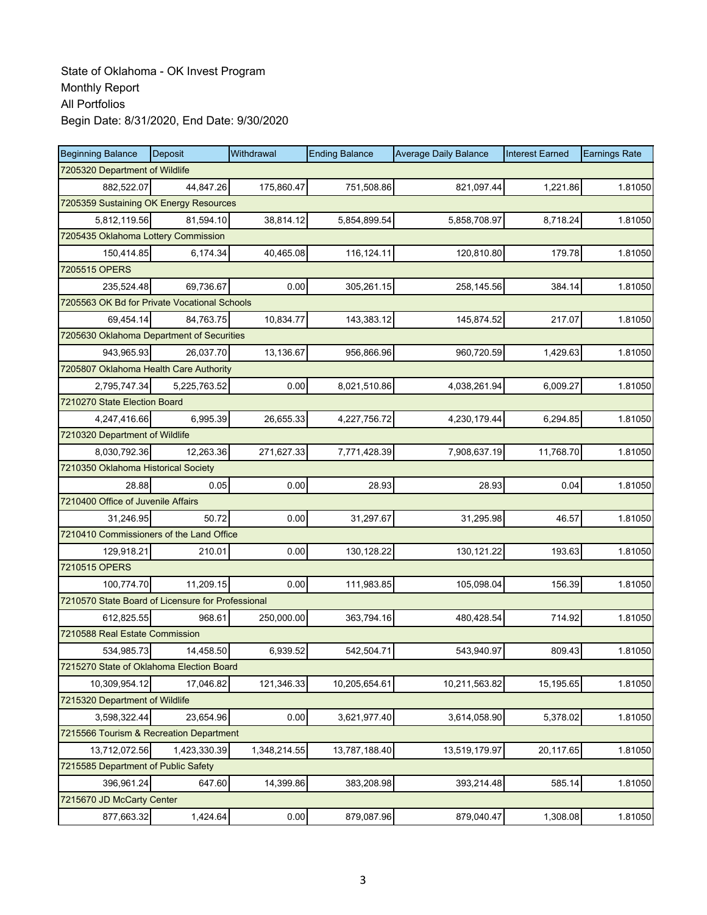State of Oklahoma - OK Invest Program
Monthly Report
All Portfolios
Begin Date: 8/31/2020, End Date: 9/30/2020

| Beginning Balance | Deposit | Withdrawal | Ending Balance | Average Daily Balance | Interest Earned | Earnings Rate |
|---|---|---|---|---|---|---|
| 7205320 Department of Wildlife | | | | | | |
| 882,522.07 | 44,847.26 | 175,860.47 | 751,508.86 | 821,097.44 | 1,221.86 | 1.81050 |
| 7205359 Sustaining OK Energy Resources | | | | | | |
| 5,812,119.56 | 81,594.10 | 38,814.12 | 5,854,899.54 | 5,858,708.97 | 8,718.24 | 1.81050 |
| 7205435 Oklahoma Lottery Commission | | | | | | |
| 150,414.85 | 6,174.34 | 40,465.08 | 116,124.11 | 120,810.80 | 179.78 | 1.81050 |
| 7205515 OPERS | | | | | | |
| 235,524.48 | 69,736.67 | 0.00 | 305,261.15 | 258,145.56 | 384.14 | 1.81050 |
| 7205563 OK Bd for Private Vocational Schools | | | | | | |
| 69,454.14 | 84,763.75 | 10,834.77 | 143,383.12 | 145,874.52 | 217.07 | 1.81050 |
| 7205630 Oklahoma Department of Securities | | | | | | |
| 943,965.93 | 26,037.70 | 13,136.67 | 956,866.96 | 960,720.59 | 1,429.63 | 1.81050 |
| 7205807 Oklahoma Health Care Authority | | | | | | |
| 2,795,747.34 | 5,225,763.52 | 0.00 | 8,021,510.86 | 4,038,261.94 | 6,009.27 | 1.81050 |
| 7210270 State Election Board | | | | | | |
| 4,247,416.66 | 6,995.39 | 26,655.33 | 4,227,756.72 | 4,230,179.44 | 6,294.85 | 1.81050 |
| 7210320 Department of Wildlife | | | | | | |
| 8,030,792.36 | 12,263.36 | 271,627.33 | 7,771,428.39 | 7,908,637.19 | 11,768.70 | 1.81050 |
| 7210350 Oklahoma Historical Society | | | | | | |
| 28.88 | 0.05 | 0.00 | 28.93 | 28.93 | 0.04 | 1.81050 |
| 7210400 Office of Juvenile Affairs | | | | | | |
| 31,246.95 | 50.72 | 0.00 | 31,297.67 | 31,295.98 | 46.57 | 1.81050 |
| 7210410 Commissioners of the Land Office | | | | | | |
| 129,918.21 | 210.01 | 0.00 | 130,128.22 | 130,121.22 | 193.63 | 1.81050 |
| 7210515 OPERS | | | | | | |
| 100,774.70 | 11,209.15 | 0.00 | 111,983.85 | 105,098.04 | 156.39 | 1.81050 |
| 7210570 State Board of Licensure for Professional | | | | | | |
| 612,825.55 | 968.61 | 250,000.00 | 363,794.16 | 480,428.54 | 714.92 | 1.81050 |
| 7210588 Real Estate Commission | | | | | | |
| 534,985.73 | 14,458.50 | 6,939.52 | 542,504.71 | 543,940.97 | 809.43 | 1.81050 |
| 7215270 State of Oklahoma Election Board | | | | | | |
| 10,309,954.12 | 17,046.82 | 121,346.33 | 10,205,654.61 | 10,211,563.82 | 15,195.65 | 1.81050 |
| 7215320 Department of Wildlife | | | | | | |
| 3,598,322.44 | 23,654.96 | 0.00 | 3,621,977.40 | 3,614,058.90 | 5,378.02 | 1.81050 |
| 7215566 Tourism & Recreation Department | | | | | | |
| 13,712,072.56 | 1,423,330.39 | 1,348,214.55 | 13,787,188.40 | 13,519,179.97 | 20,117.65 | 1.81050 |
| 7215585 Department of Public Safety | | | | | | |
| 396,961.24 | 647.60 | 14,399.86 | 383,208.98 | 393,214.48 | 585.14 | 1.81050 |
| 7215670 JD McCarty Center | | | | | | |
| 877,663.32 | 1,424.64 | 0.00 | 879,087.96 | 879,040.47 | 1,308.08 | 1.81050 |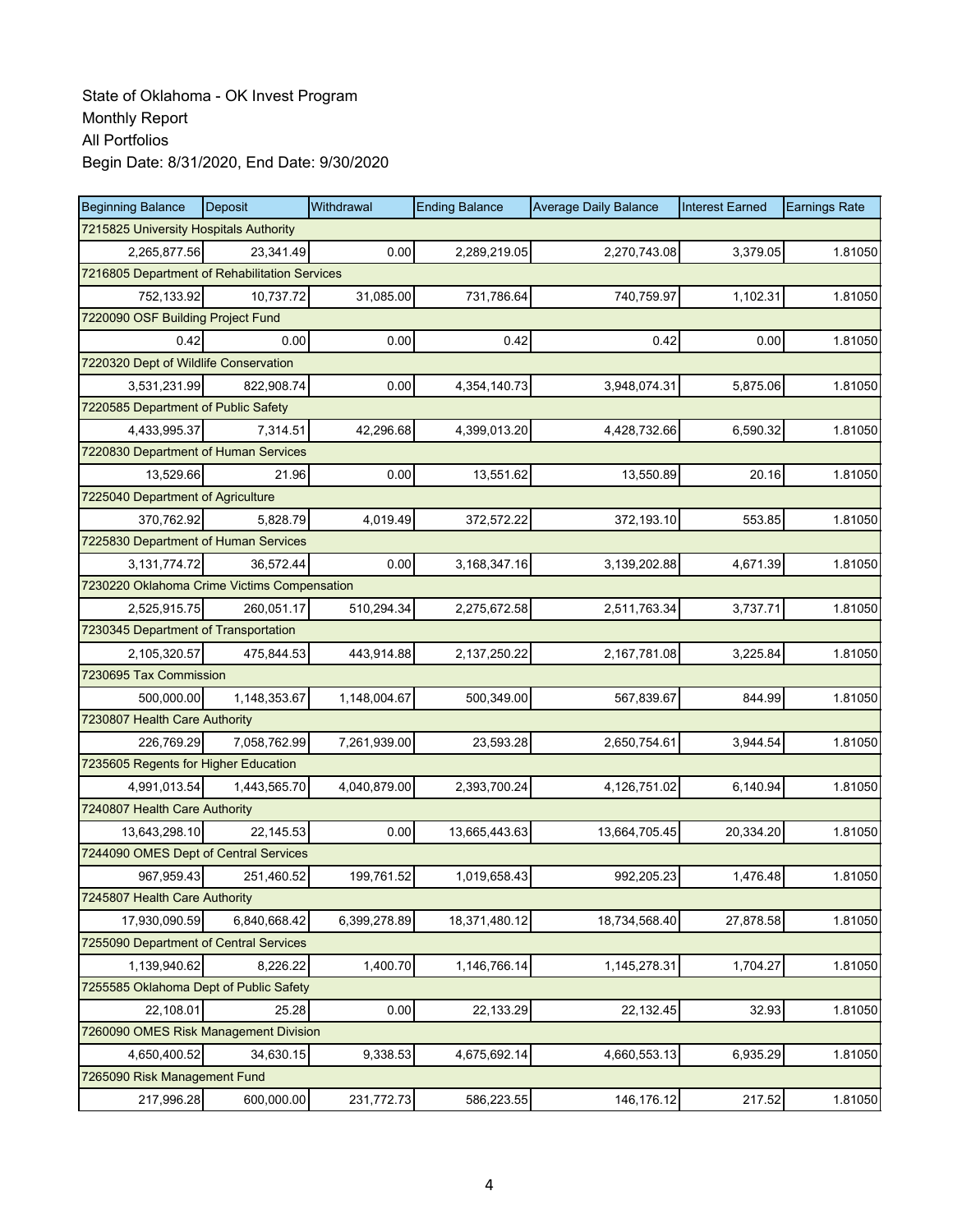State of Oklahoma - OK Invest Program
Monthly Report
All Portfolios
Begin Date: 8/31/2020, End Date: 9/30/2020

| Beginning Balance | Deposit | Withdrawal | Ending Balance | Average Daily Balance | Interest Earned | Earnings Rate |
|---|---|---|---|---|---|---|
| 7215825 University Hospitals Authority | | | | | | |
| 2,265,877.56 | 23,341.49 | 0.00 | 2,289,219.05 | 2,270,743.08 | 3,379.05 | 1.81050 |
| 7216805 Department of Rehabilitation Services | | | | | | |
| 752,133.92 | 10,737.72 | 31,085.00 | 731,786.64 | 740,759.97 | 1,102.31 | 1.81050 |
| 7220090 OSF Building Project Fund | | | | | | |
| 0.42 | 0.00 | 0.00 | 0.42 | 0.42 | 0.00 | 1.81050 |
| 7220320 Dept of Wildlife Conservation | | | | | | |
| 3,531,231.99 | 822,908.74 | 0.00 | 4,354,140.73 | 3,948,074.31 | 5,875.06 | 1.81050 |
| 7220585 Department of Public Safety | | | | | | |
| 4,433,995.37 | 7,314.51 | 42,296.68 | 4,399,013.20 | 4,428,732.66 | 6,590.32 | 1.81050 |
| 7220830 Department of Human Services | | | | | | |
| 13,529.66 | 21.96 | 0.00 | 13,551.62 | 13,550.89 | 20.16 | 1.81050 |
| 7225040 Department of Agriculture | | | | | | |
| 370,762.92 | 5,828.79 | 4,019.49 | 372,572.22 | 372,193.10 | 553.85 | 1.81050 |
| 7225830 Department of Human Services | | | | | | |
| 3,131,774.72 | 36,572.44 | 0.00 | 3,168,347.16 | 3,139,202.88 | 4,671.39 | 1.81050 |
| 7230220 Oklahoma Crime Victims Compensation | | | | | | |
| 2,525,915.75 | 260,051.17 | 510,294.34 | 2,275,672.58 | 2,511,763.34 | 3,737.71 | 1.81050 |
| 7230345 Department of Transportation | | | | | | |
| 2,105,320.57 | 475,844.53 | 443,914.88 | 2,137,250.22 | 2,167,781.08 | 3,225.84 | 1.81050 |
| 7230695 Tax Commission | | | | | | |
| 500,000.00 | 1,148,353.67 | 1,148,004.67 | 500,349.00 | 567,839.67 | 844.99 | 1.81050 |
| 7230807 Health Care Authority | | | | | | |
| 226,769.29 | 7,058,762.99 | 7,261,939.00 | 23,593.28 | 2,650,754.61 | 3,944.54 | 1.81050 |
| 7235605 Regents for Higher Education | | | | | | |
| 4,991,013.54 | 1,443,565.70 | 4,040,879.00 | 2,393,700.24 | 4,126,751.02 | 6,140.94 | 1.81050 |
| 7240807 Health Care Authority | | | | | | |
| 13,643,298.10 | 22,145.53 | 0.00 | 13,665,443.63 | 13,664,705.45 | 20,334.20 | 1.81050 |
| 7244090 OMES Dept of Central Services | | | | | | |
| 967,959.43 | 251,460.52 | 199,761.52 | 1,019,658.43 | 992,205.23 | 1,476.48 | 1.81050 |
| 7245807 Health Care Authority | | | | | | |
| 17,930,090.59 | 6,840,668.42 | 6,399,278.89 | 18,371,480.12 | 18,734,568.40 | 27,878.58 | 1.81050 |
| 7255090 Department of Central Services | | | | | | |
| 1,139,940.62 | 8,226.22 | 1,400.70 | 1,146,766.14 | 1,145,278.31 | 1,704.27 | 1.81050 |
| 7255585 Oklahoma Dept of Public Safety | | | | | | |
| 22,108.01 | 25.28 | 0.00 | 22,133.29 | 22,132.45 | 32.93 | 1.81050 |
| 7260090 OMES Risk Management Division | | | | | | |
| 4,650,400.52 | 34,630.15 | 9,338.53 | 4,675,692.14 | 4,660,553.13 | 6,935.29 | 1.81050 |
| 7265090 Risk Management Fund | | | | | | |
| 217,996.28 | 600,000.00 | 231,772.73 | 586,223.55 | 146,176.12 | 217.52 | 1.81050 |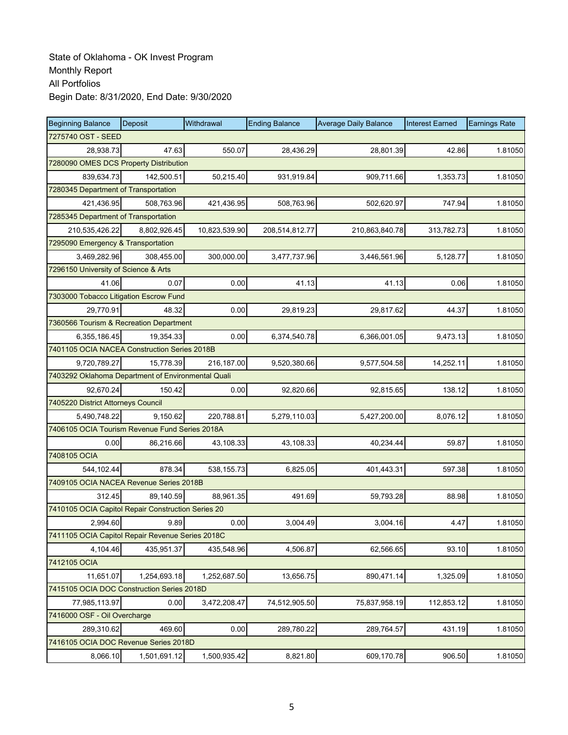State of Oklahoma - OK Invest Program
Monthly Report
All Portfolios
Begin Date: 8/31/2020, End Date: 9/30/2020

| Beginning Balance | Deposit | Withdrawal | Ending Balance | Average Daily Balance | Interest Earned | Earnings Rate |
|---|---|---|---|---|---|---|
| 7275740 OST - SEED | | | | | | |
| 28,938.73 | 47.63 | 550.07 | 28,436.29 | 28,801.39 | 42.86 | 1.81050 |
| 7280090 OMES DCS Property Distribution | | | | | | |
| 839,634.73 | 142,500.51 | 50,215.40 | 931,919.84 | 909,711.66 | 1,353.73 | 1.81050 |
| 7280345 Department of Transportation | | | | | | |
| 421,436.95 | 508,763.96 | 421,436.95 | 508,763.96 | 502,620.97 | 747.94 | 1.81050 |
| 7285345 Department of Transportation | | | | | | |
| 210,535,426.22 | 8,802,926.45 | 10,823,539.90 | 208,514,812.77 | 210,863,840.78 | 313,782.73 | 1.81050 |
| 7295090 Emergency & Transportation | | | | | | |
| 3,469,282.96 | 308,455.00 | 300,000.00 | 3,477,737.96 | 3,446,561.96 | 5,128.77 | 1.81050 |
| 7296150 University of Science & Arts | | | | | | |
| 41.06 | 0.07 | 0.00 | 41.13 | 41.13 | 0.06 | 1.81050 |
| 7303000 Tobacco Litigation Escrow Fund | | | | | | |
| 29,770.91 | 48.32 | 0.00 | 29,819.23 | 29,817.62 | 44.37 | 1.81050 |
| 7360566 Tourism & Recreation Department | | | | | | |
| 6,355,186.45 | 19,354.33 | 0.00 | 6,374,540.78 | 6,366,001.05 | 9,473.13 | 1.81050 |
| 7401105 OCIA NACEA Construction Series 2018B | | | | | | |
| 9,720,789.27 | 15,778.39 | 216,187.00 | 9,520,380.66 | 9,577,504.58 | 14,252.11 | 1.81050 |
| 7403292 Oklahoma Department of Environmental Quali | | | | | | |
| 92,670.24 | 150.42 | 0.00 | 92,820.66 | 92,815.65 | 138.12 | 1.81050 |
| 7405220 District Attorneys Council | | | | | | |
| 5,490,748.22 | 9,150.62 | 220,788.81 | 5,279,110.03 | 5,427,200.00 | 8,076.12 | 1.81050 |
| 7406105 OCIA Tourism Revenue Fund Series 2018A | | | | | | |
| 0.00 | 86,216.66 | 43,108.33 | 43,108.33 | 40,234.44 | 59.87 | 1.81050 |
| 7408105 OCIA | | | | | | |
| 544,102.44 | 878.34 | 538,155.73 | 6,825.05 | 401,443.31 | 597.38 | 1.81050 |
| 7409105 OCIA NACEA Revenue Series 2018B | | | | | | |
| 312.45 | 89,140.59 | 88,961.35 | 491.69 | 59,793.28 | 88.98 | 1.81050 |
| 7410105 OCIA Capitol Repair Construction Series 20 | | | | | | |
| 2,994.60 | 9.89 | 0.00 | 3,004.49 | 3,004.16 | 4.47 | 1.81050 |
| 7411105 OCIA Capitol Repair Revenue Series 2018C | | | | | | |
| 4,104.46 | 435,951.37 | 435,548.96 | 4,506.87 | 62,566.65 | 93.10 | 1.81050 |
| 7412105 OCIA | | | | | | |
| 11,651.07 | 1,254,693.18 | 1,252,687.50 | 13,656.75 | 890,471.14 | 1,325.09 | 1.81050 |
| 7415105 OCIA DOC Construction Series 2018D | | | | | | |
| 77,985,113.97 | 0.00 | 3,472,208.47 | 74,512,905.50 | 75,837,958.19 | 112,853.12 | 1.81050 |
| 7416000 OSF - Oil Overcharge | | | | | | |
| 289,310.62 | 469.60 | 0.00 | 289,780.22 | 289,764.57 | 431.19 | 1.81050 |
| 7416105 OCIA DOC Revenue Series 2018D | | | | | | |
| 8,066.10 | 1,501,691.12 | 1,500,935.42 | 8,821.80 | 609,170.78 | 906.50 | 1.81050 |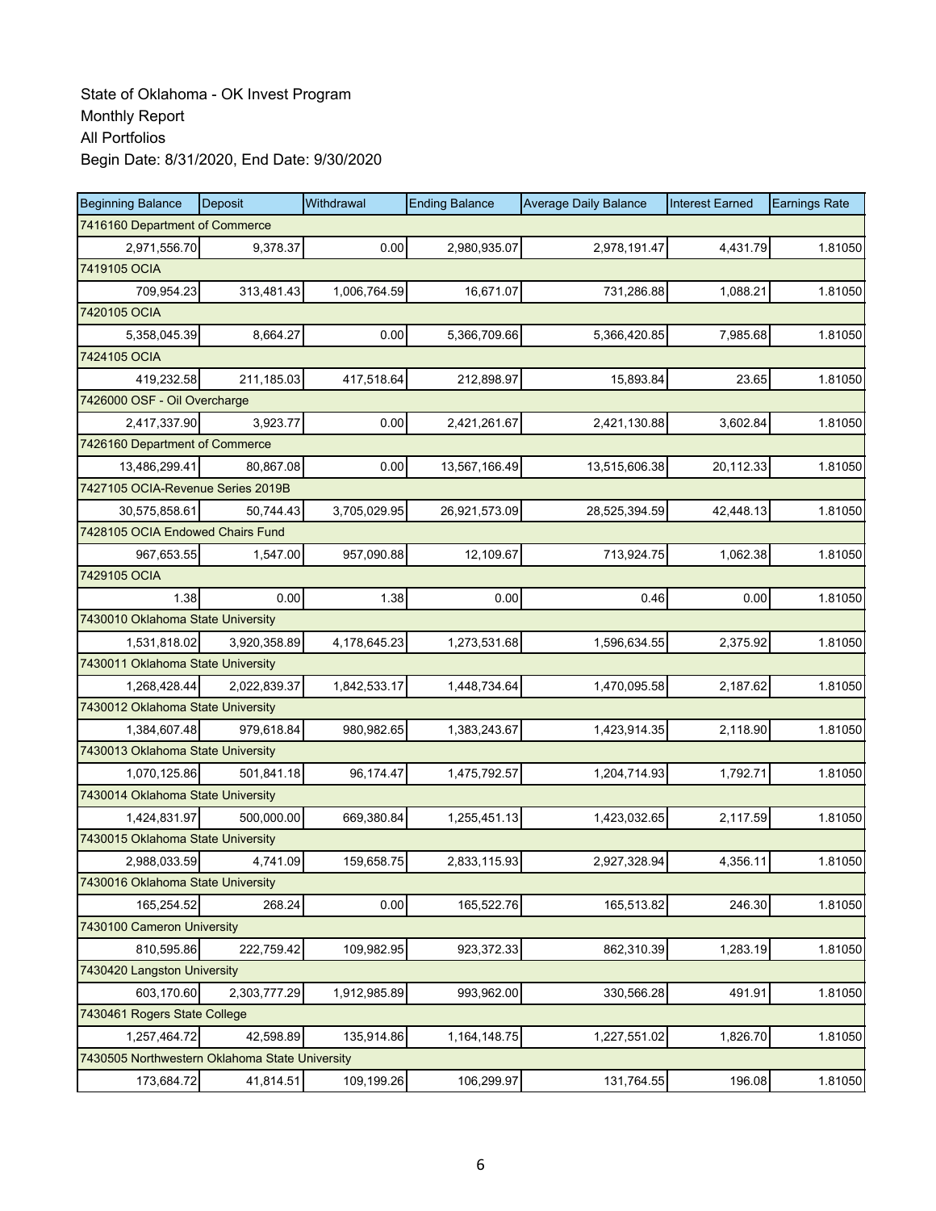State of Oklahoma - OK Invest Program
Monthly Report
All Portfolios
Begin Date: 8/31/2020, End Date: 9/30/2020

| Beginning Balance | Deposit | Withdrawal | Ending Balance | Average Daily Balance | Interest Earned | Earnings Rate |
|---|---|---|---|---|---|---|
| 7416160 Department of Commerce | | | | | | |
| 2,971,556.70 | 9,378.37 | 0.00 | 2,980,935.07 | 2,978,191.47 | 4,431.79 | 1.81050 |
| 7419105 OCIA | | | | | | |
| 709,954.23 | 313,481.43 | 1,006,764.59 | 16,671.07 | 731,286.88 | 1,088.21 | 1.81050 |
| 7420105 OCIA | | | | | | |
| 5,358,045.39 | 8,664.27 | 0.00 | 5,366,709.66 | 5,366,420.85 | 7,985.68 | 1.81050 |
| 7424105 OCIA | | | | | | |
| 419,232.58 | 211,185.03 | 417,518.64 | 212,898.97 | 15,893.84 | 23.65 | 1.81050 |
| 7426000 OSF - Oil Overcharge | | | | | | |
| 2,417,337.90 | 3,923.77 | 0.00 | 2,421,261.67 | 2,421,130.88 | 3,602.84 | 1.81050 |
| 7426160 Department of Commerce | | | | | | |
| 13,486,299.41 | 80,867.08 | 0.00 | 13,567,166.49 | 13,515,606.38 | 20,112.33 | 1.81050 |
| 7427105 OCIA-Revenue Series 2019B | | | | | | |
| 30,575,858.61 | 50,744.43 | 3,705,029.95 | 26,921,573.09 | 28,525,394.59 | 42,448.13 | 1.81050 |
| 7428105 OCIA Endowed Chairs Fund | | | | | | |
| 967,653.55 | 1,547.00 | 957,090.88 | 12,109.67 | 713,924.75 | 1,062.38 | 1.81050 |
| 7429105 OCIA | | | | | | |
| 1.38 | 0.00 | 1.38 | 0.00 | 0.46 | 0.00 | 1.81050 |
| 7430010 Oklahoma State University | | | | | | |
| 1,531,818.02 | 3,920,358.89 | 4,178,645.23 | 1,273,531.68 | 1,596,634.55 | 2,375.92 | 1.81050 |
| 7430011 Oklahoma State University | | | | | | |
| 1,268,428.44 | 2,022,839.37 | 1,842,533.17 | 1,448,734.64 | 1,470,095.58 | 2,187.62 | 1.81050 |
| 7430012 Oklahoma State University | | | | | | |
| 1,384,607.48 | 979,618.84 | 980,982.65 | 1,383,243.67 | 1,423,914.35 | 2,118.90 | 1.81050 |
| 7430013 Oklahoma State University | | | | | | |
| 1,070,125.86 | 501,841.18 | 96,174.47 | 1,475,792.57 | 1,204,714.93 | 1,792.71 | 1.81050 |
| 7430014 Oklahoma State University | | | | | | |
| 1,424,831.97 | 500,000.00 | 669,380.84 | 1,255,451.13 | 1,423,032.65 | 2,117.59 | 1.81050 |
| 7430015 Oklahoma State University | | | | | | |
| 2,988,033.59 | 4,741.09 | 159,658.75 | 2,833,115.93 | 2,927,328.94 | 4,356.11 | 1.81050 |
| 7430016 Oklahoma State University | | | | | | |
| 165,254.52 | 268.24 | 0.00 | 165,522.76 | 165,513.82 | 246.30 | 1.81050 |
| 7430100 Cameron University | | | | | | |
| 810,595.86 | 222,759.42 | 109,982.95 | 923,372.33 | 862,310.39 | 1,283.19 | 1.81050 |
| 7430420 Langston University | | | | | | |
| 603,170.60 | 2,303,777.29 | 1,912,985.89 | 993,962.00 | 330,566.28 | 491.91 | 1.81050 |
| 7430461 Rogers State College | | | | | | |
| 1,257,464.72 | 42,598.89 | 135,914.86 | 1,164,148.75 | 1,227,551.02 | 1,826.70 | 1.81050 |
| 7430505 Northwestern Oklahoma State University | | | | | | |
| 173,684.72 | 41,814.51 | 109,199.26 | 106,299.97 | 131,764.55 | 196.08 | 1.81050 |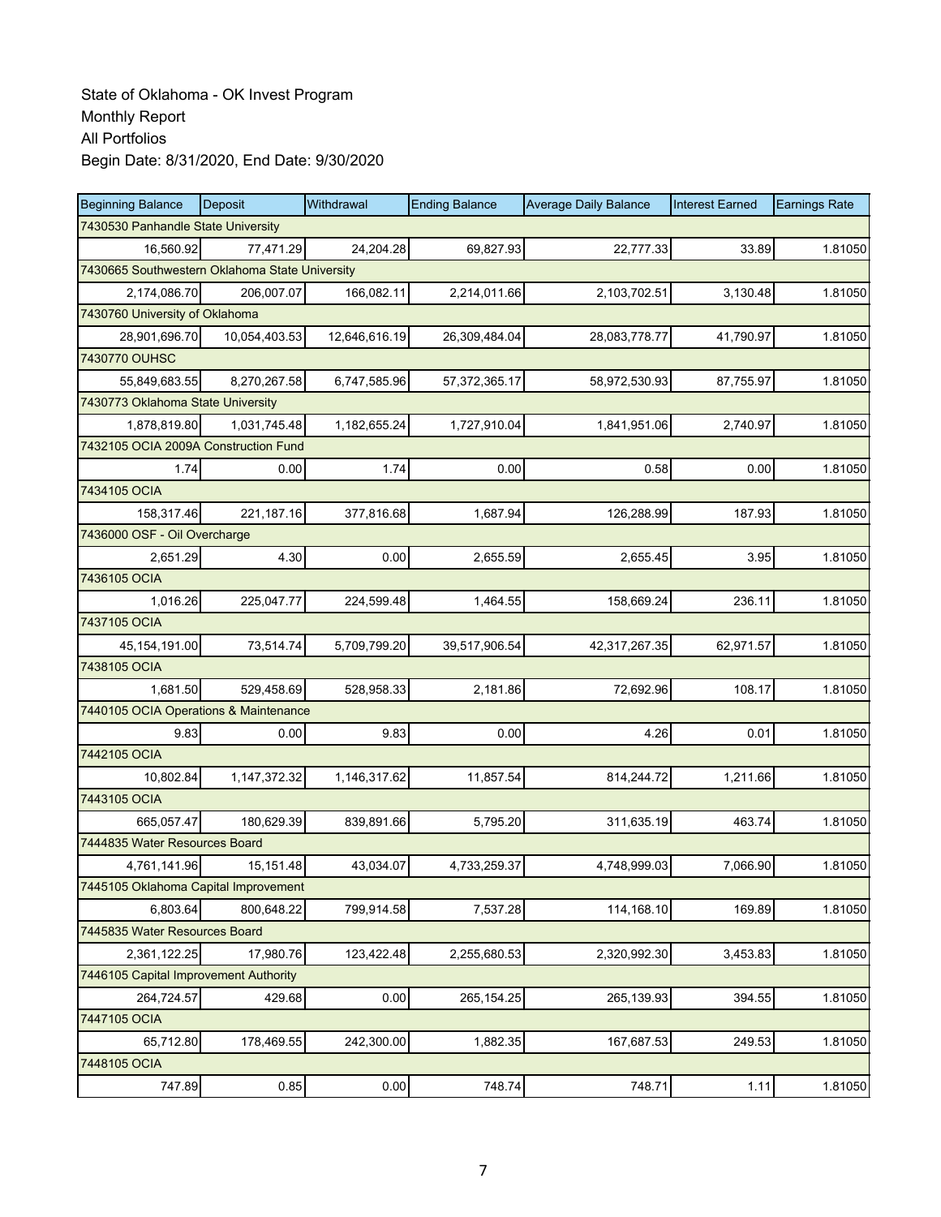State of Oklahoma - OK Invest Program
Monthly Report
All Portfolios
Begin Date: 8/31/2020, End Date: 9/30/2020

| Beginning Balance | Deposit | Withdrawal | Ending Balance | Average Daily Balance | Interest Earned | Earnings Rate |
|---|---|---|---|---|---|---|
| 7430530 Panhandle State University | | | | | | |
| 16,560.92 | 77,471.29 | 24,204.28 | 69,827.93 | 22,777.33 | 33.89 | 1.81050 |
| 7430665 Southwestern Oklahoma State University | | | | | | |
| 2,174,086.70 | 206,007.07 | 166,082.11 | 2,214,011.66 | 2,103,702.51 | 3,130.48 | 1.81050 |
| 7430760 University of Oklahoma | | | | | | |
| 28,901,696.70 | 10,054,403.53 | 12,646,616.19 | 26,309,484.04 | 28,083,778.77 | 41,790.97 | 1.81050 |
| 7430770 OUHSC | | | | | | |
| 55,849,683.55 | 8,270,267.58 | 6,747,585.96 | 57,372,365.17 | 58,972,530.93 | 87,755.97 | 1.81050 |
| 7430773 Oklahoma State University | | | | | | |
| 1,878,819.80 | 1,031,745.48 | 1,182,655.24 | 1,727,910.04 | 1,841,951.06 | 2,740.97 | 1.81050 |
| 7432105 OCIA 2009A Construction Fund | | | | | | |
| 1.74 | 0.00 | 1.74 | 0.00 | 0.58 | 0.00 | 1.81050 |
| 7434105 OCIA | | | | | | |
| 158,317.46 | 221,187.16 | 377,816.68 | 1,687.94 | 126,288.99 | 187.93 | 1.81050 |
| 7436000 OSF - Oil Overcharge | | | | | | |
| 2,651.29 | 4.30 | 0.00 | 2,655.59 | 2,655.45 | 3.95 | 1.81050 |
| 7436105 OCIA | | | | | | |
| 1,016.26 | 225,047.77 | 224,599.48 | 1,464.55 | 158,669.24 | 236.11 | 1.81050 |
| 7437105 OCIA | | | | | | |
| 45,154,191.00 | 73,514.74 | 5,709,799.20 | 39,517,906.54 | 42,317,267.35 | 62,971.57 | 1.81050 |
| 7438105 OCIA | | | | | | |
| 1,681.50 | 529,458.69 | 528,958.33 | 2,181.86 | 72,692.96 | 108.17 | 1.81050 |
| 7440105 OCIA Operations & Maintenance | | | | | | |
| 9.83 | 0.00 | 9.83 | 0.00 | 4.26 | 0.01 | 1.81050 |
| 7442105 OCIA | | | | | | |
| 10,802.84 | 1,147,372.32 | 1,146,317.62 | 11,857.54 | 814,244.72 | 1,211.66 | 1.81050 |
| 7443105 OCIA | | | | | | |
| 665,057.47 | 180,629.39 | 839,891.66 | 5,795.20 | 311,635.19 | 463.74 | 1.81050 |
| 7444835 Water Resources Board | | | | | | |
| 4,761,141.96 | 15,151.48 | 43,034.07 | 4,733,259.37 | 4,748,999.03 | 7,066.90 | 1.81050 |
| 7445105 Oklahoma Capital Improvement | | | | | | |
| 6,803.64 | 800,648.22 | 799,914.58 | 7,537.28 | 114,168.10 | 169.89 | 1.81050 |
| 7445835 Water Resources Board | | | | | | |
| 2,361,122.25 | 17,980.76 | 123,422.48 | 2,255,680.53 | 2,320,992.30 | 3,453.83 | 1.81050 |
| 7446105 Capital Improvement Authority | | | | | | |
| 264,724.57 | 429.68 | 0.00 | 265,154.25 | 265,139.93 | 394.55 | 1.81050 |
| 7447105 OCIA | | | | | | |
| 65,712.80 | 178,469.55 | 242,300.00 | 1,882.35 | 167,687.53 | 249.53 | 1.81050 |
| 7448105 OCIA | | | | | | |
| 747.89 | 0.85 | 0.00 | 748.74 | 748.71 | 1.11 | 1.81050 |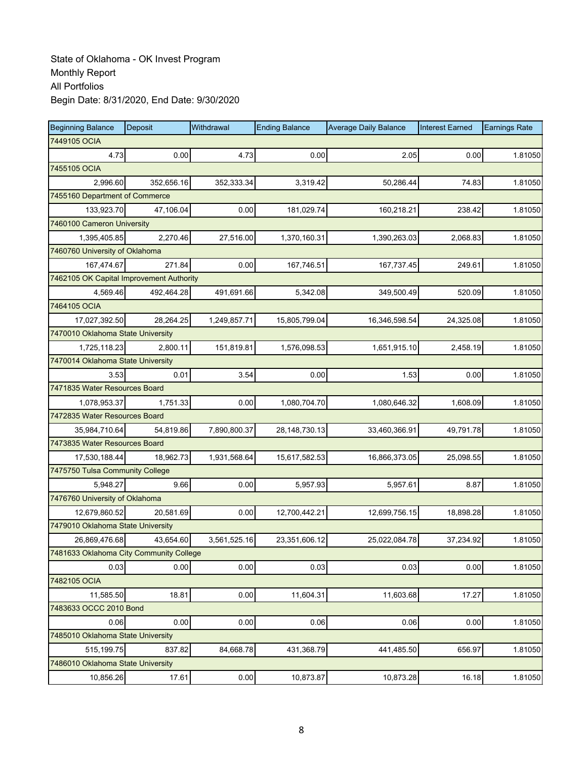State of Oklahoma - OK Invest Program
Monthly Report
All Portfolios
Begin Date: 8/31/2020, End Date: 9/30/2020

| Beginning Balance | Deposit | Withdrawal | Ending Balance | Average Daily Balance | Interest Earned | Earnings Rate |
|---|---|---|---|---|---|---|
| 7449105 OCIA | | | | | | |
| 4.73 | 0.00 | 4.73 | 0.00 | 2.05 | 0.00 | 1.81050 |
| 7455105 OCIA | | | | | | |
| 2,996.60 | 352,656.16 | 352,333.34 | 3,319.42 | 50,286.44 | 74.83 | 1.81050 |
| 7455160 Department of Commerce | | | | | | |
| 133,923.70 | 47,106.04 | 0.00 | 181,029.74 | 160,218.21 | 238.42 | 1.81050 |
| 7460100 Cameron University | | | | | | |
| 1,395,405.85 | 2,270.46 | 27,516.00 | 1,370,160.31 | 1,390,263.03 | 2,068.83 | 1.81050 |
| 7460760 University of Oklahoma | | | | | | |
| 167,474.67 | 271.84 | 0.00 | 167,746.51 | 167,737.45 | 249.61 | 1.81050 |
| 7462105 OK Capital Improvement Authority | | | | | | |
| 4,569.46 | 492,464.28 | 491,691.66 | 5,342.08 | 349,500.49 | 520.09 | 1.81050 |
| 7464105 OCIA | | | | | | |
| 17,027,392.50 | 28,264.25 | 1,249,857.71 | 15,805,799.04 | 16,346,598.54 | 24,325.08 | 1.81050 |
| 7470010 Oklahoma State University | | | | | | |
| 1,725,118.23 | 2,800.11 | 151,819.81 | 1,576,098.53 | 1,651,915.10 | 2,458.19 | 1.81050 |
| 7470014 Oklahoma State University | | | | | | |
| 3.53 | 0.01 | 3.54 | 0.00 | 1.53 | 0.00 | 1.81050 |
| 7471835 Water Resources Board | | | | | | |
| 1,078,953.37 | 1,751.33 | 0.00 | 1,080,704.70 | 1,080,646.32 | 1,608.09 | 1.81050 |
| 7472835 Water Resources Board | | | | | | |
| 35,984,710.64 | 54,819.86 | 7,890,800.37 | 28,148,730.13 | 33,460,366.91 | 49,791.78 | 1.81050 |
| 7473835 Water Resources Board | | | | | | |
| 17,530,188.44 | 18,962.73 | 1,931,568.64 | 15,617,582.53 | 16,866,373.05 | 25,098.55 | 1.81050 |
| 7475750 Tulsa Community College | | | | | | |
| 5,948.27 | 9.66 | 0.00 | 5,957.93 | 5,957.61 | 8.87 | 1.81050 |
| 7476760 University of Oklahoma | | | | | | |
| 12,679,860.52 | 20,581.69 | 0.00 | 12,700,442.21 | 12,699,756.15 | 18,898.28 | 1.81050 |
| 7479010 Oklahoma State University | | | | | | |
| 26,869,476.68 | 43,654.60 | 3,561,525.16 | 23,351,606.12 | 25,022,084.78 | 37,234.92 | 1.81050 |
| 7481633 Oklahoma City Community College | | | | | | |
| 0.03 | 0.00 | 0.00 | 0.03 | 0.03 | 0.00 | 1.81050 |
| 7482105 OCIA | | | | | | |
| 11,585.50 | 18.81 | 0.00 | 11,604.31 | 11,603.68 | 17.27 | 1.81050 |
| 7483633 OCCC 2010 Bond | | | | | | |
| 0.06 | 0.00 | 0.00 | 0.06 | 0.06 | 0.00 | 1.81050 |
| 7485010 Oklahoma State University | | | | | | |
| 515,199.75 | 837.82 | 84,668.78 | 431,368.79 | 441,485.50 | 656.97 | 1.81050 |
| 7486010 Oklahoma State University | | | | | | |
| 10,856.26 | 17.61 | 0.00 | 10,873.87 | 10,873.28 | 16.18 | 1.81050 |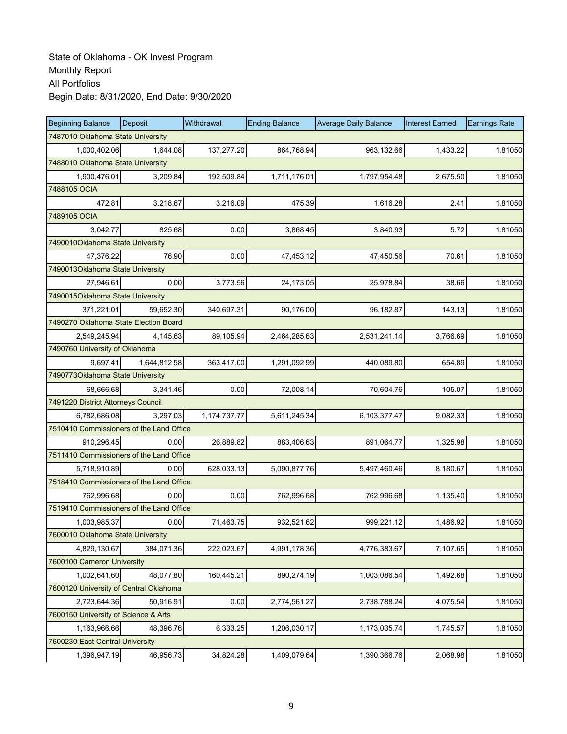State of Oklahoma - OK Invest Program
Monthly Report
All Portfolios
Begin Date: 8/31/2020, End Date: 9/30/2020

| Beginning Balance | Deposit | Withdrawal | Ending Balance | Average Daily Balance | Interest Earned | Earnings Rate |
|---|---|---|---|---|---|---|
| 7487010 Oklahoma State University | | | | | | |
| 1,000,402.06 | 1,644.08 | 137,277.20 | 864,768.94 | 963,132.66 | 1,433.22 | 1.81050 |
| 7488010 Oklahoma State University | | | | | | |
| 1,900,476.01 | 3,209.84 | 192,509.84 | 1,711,176.01 | 1,797,954.48 | 2,675.50 | 1.81050 |
| 7488105 OCIA | | | | | | |
| 472.81 | 3,218.67 | 3,216.09 | 475.39 | 1,616.28 | 2.41 | 1.81050 |
| 7489105 OCIA | | | | | | |
| 3,042.77 | 825.68 | 0.00 | 3,868.45 | 3,840.93 | 5.72 | 1.81050 |
| 7490010Oklahoma State University | | | | | | |
| 47,376.22 | 76.90 | 0.00 | 47,453.12 | 47,450.56 | 70.61 | 1.81050 |
| 7490013Oklahoma State University | | | | | | |
| 27,946.61 | 0.00 | 3,773.56 | 24,173.05 | 25,978.84 | 38.66 | 1.81050 |
| 7490015Oklahoma State University | | | | | | |
| 371,221.01 | 59,652.30 | 340,697.31 | 90,176.00 | 96,182.87 | 143.13 | 1.81050 |
| 7490270 Oklahoma State Election Board | | | | | | |
| 2,549,245.94 | 4,145.63 | 89,105.94 | 2,464,285.63 | 2,531,241.14 | 3,766.69 | 1.81050 |
| 7490760 University of Oklahoma | | | | | | |
| 9,697.41 | 1,644,812.58 | 363,417.00 | 1,291,092.99 | 440,089.80 | 654.89 | 1.81050 |
| 7490773Oklahoma State University | | | | | | |
| 68,666.68 | 3,341.46 | 0.00 | 72,008.14 | 70,604.76 | 105.07 | 1.81050 |
| 7491220 District Attorneys Council | | | | | | |
| 6,782,686.08 | 3,297.03 | 1,174,737.77 | 5,611,245.34 | 6,103,377.47 | 9,082.33 | 1.81050 |
| 7510410 Commissioners of the Land Office | | | | | | |
| 910,296.45 | 0.00 | 26,889.82 | 883,406.63 | 891,064.77 | 1,325.98 | 1.81050 |
| 7511410 Commissioners of the Land Office | | | | | | |
| 5,718,910.89 | 0.00 | 628,033.13 | 5,090,877.76 | 5,497,460.46 | 8,180.67 | 1.81050 |
| 7518410 Commissioners of the Land Office | | | | | | |
| 762,996.68 | 0.00 | 0.00 | 762,996.68 | 762,996.68 | 1,135.40 | 1.81050 |
| 7519410 Commissioners of the Land Office | | | | | | |
| 1,003,985.37 | 0.00 | 71,463.75 | 932,521.62 | 999,221.12 | 1,486.92 | 1.81050 |
| 7600010 Oklahoma State University | | | | | | |
| 4,829,130.67 | 384,071.36 | 222,023.67 | 4,991,178.36 | 4,776,383.67 | 7,107.65 | 1.81050 |
| 7600100 Cameron University | | | | | | |
| 1,002,641.60 | 48,077.80 | 160,445.21 | 890,274.19 | 1,003,086.54 | 1,492.68 | 1.81050 |
| 7600120 University of Central Oklahoma | | | | | | |
| 2,723,644.36 | 50,916.91 | 0.00 | 2,774,561.27 | 2,738,788.24 | 4,075.54 | 1.81050 |
| 7600150 University of Science & Arts | | | | | | |
| 1,163,966.66 | 48,396.76 | 6,333.25 | 1,206,030.17 | 1,173,035.74 | 1,745.57 | 1.81050 |
| 7600230 East Central University | | | | | | |
| 1,396,947.19 | 46,956.73 | 34,824.28 | 1,409,079.64 | 1,390,366.76 | 2,068.98 | 1.81050 |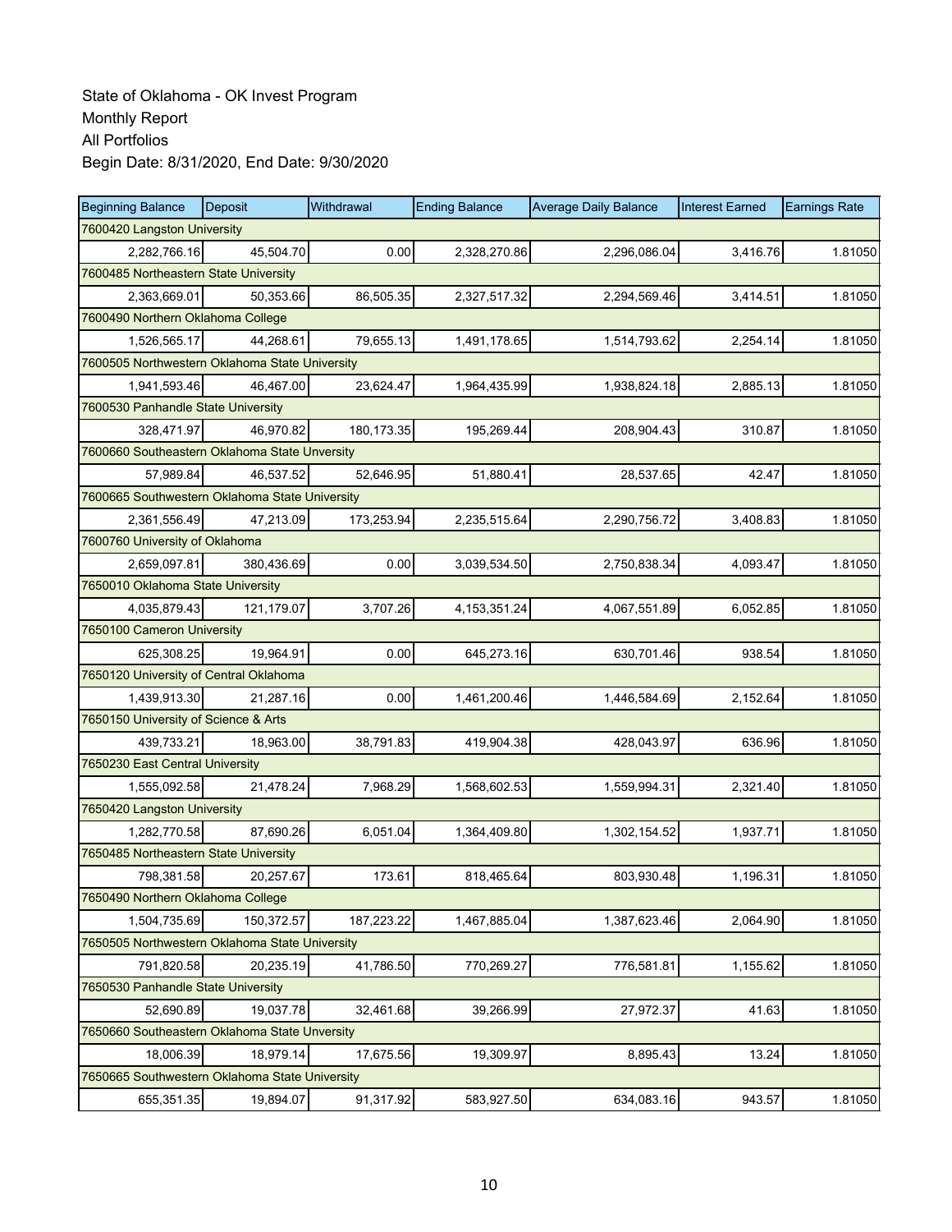State of Oklahoma - OK Invest Program
Monthly Report
All Portfolios
Begin Date: 8/31/2020, End Date: 9/30/2020

| Beginning Balance | Deposit | Withdrawal | Ending Balance | Average Daily Balance | Interest Earned | Earnings Rate |
|---|---|---|---|---|---|---|
| 7600420 Langston University | | | | | | |
| 2,282,766.16 | 45,504.70 | 0.00 | 2,328,270.86 | 2,296,086.04 | 3,416.76 | 1.81050 |
| 7600485 Northeastern State University | | | | | | |
| 2,363,669.01 | 50,353.66 | 86,505.35 | 2,327,517.32 | 2,294,569.46 | 3,414.51 | 1.81050 |
| 7600490 Northern Oklahoma College | | | | | | |
| 1,526,565.17 | 44,268.61 | 79,655.13 | 1,491,178.65 | 1,514,793.62 | 2,254.14 | 1.81050 |
| 7600505 Northwestern Oklahoma State University | | | | | | |
| 1,941,593.46 | 46,467.00 | 23,624.47 | 1,964,435.99 | 1,938,824.18 | 2,885.13 | 1.81050 |
| 7600530 Panhandle State University | | | | | | |
| 328,471.97 | 46,970.82 | 180,173.35 | 195,269.44 | 208,904.43 | 310.87 | 1.81050 |
| 7600660 Southeastern Oklahoma State Unversity | | | | | | |
| 57,989.84 | 46,537.52 | 52,646.95 | 51,880.41 | 28,537.65 | 42.47 | 1.81050 |
| 7600665 Southwestern Oklahoma State University | | | | | | |
| 2,361,556.49 | 47,213.09 | 173,253.94 | 2,235,515.64 | 2,290,756.72 | 3,408.83 | 1.81050 |
| 7600760 University of Oklahoma | | | | | | |
| 2,659,097.81 | 380,436.69 | 0.00 | 3,039,534.50 | 2,750,838.34 | 4,093.47 | 1.81050 |
| 7650010 Oklahoma State University | | | | | | |
| 4,035,879.43 | 121,179.07 | 3,707.26 | 4,153,351.24 | 4,067,551.89 | 6,052.85 | 1.81050 |
| 7650100 Cameron University | | | | | | |
| 625,308.25 | 19,964.91 | 0.00 | 645,273.16 | 630,701.46 | 938.54 | 1.81050 |
| 7650120 University of Central Oklahoma | | | | | | |
| 1,439,913.30 | 21,287.16 | 0.00 | 1,461,200.46 | 1,446,584.69 | 2,152.64 | 1.81050 |
| 7650150 University of Science & Arts | | | | | | |
| 439,733.21 | 18,963.00 | 38,791.83 | 419,904.38 | 428,043.97 | 636.96 | 1.81050 |
| 7650230 East Central University | | | | | | |
| 1,555,092.58 | 21,478.24 | 7,968.29 | 1,568,602.53 | 1,559,994.31 | 2,321.40 | 1.81050 |
| 7650420 Langston University | | | | | | |
| 1,282,770.58 | 87,690.26 | 6,051.04 | 1,364,409.80 | 1,302,154.52 | 1,937.71 | 1.81050 |
| 7650485 Northeastern State University | | | | | | |
| 798,381.58 | 20,257.67 | 173.61 | 818,465.64 | 803,930.48 | 1,196.31 | 1.81050 |
| 7650490 Northern Oklahoma College | | | | | | |
| 1,504,735.69 | 150,372.57 | 187,223.22 | 1,467,885.04 | 1,387,623.46 | 2,064.90 | 1.81050 |
| 7650505 Northwestern Oklahoma State University | | | | | | |
| 791,820.58 | 20,235.19 | 41,786.50 | 770,269.27 | 776,581.81 | 1,155.62 | 1.81050 |
| 7650530 Panhandle State University | | | | | | |
| 52,690.89 | 19,037.78 | 32,461.68 | 39,266.99 | 27,972.37 | 41.63 | 1.81050 |
| 7650660 Southeastern Oklahoma State Unversity | | | | | | |
| 18,006.39 | 18,979.14 | 17,675.56 | 19,309.97 | 8,895.43 | 13.24 | 1.81050 |
| 7650665 Southwestern Oklahoma State University | | | | | | |
| 655,351.35 | 19,894.07 | 91,317.92 | 583,927.50 | 634,083.16 | 943.57 | 1.81050 |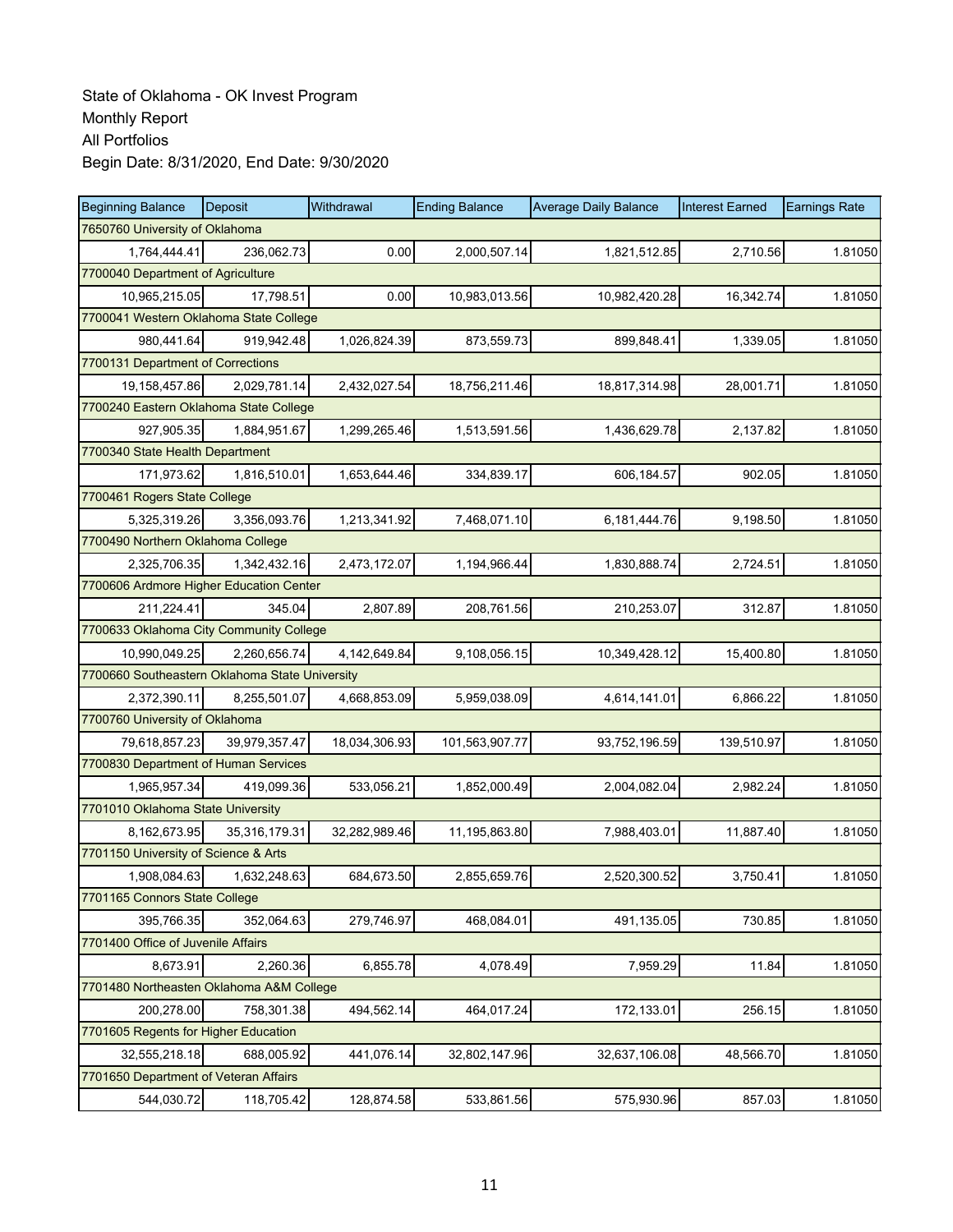State of Oklahoma - OK Invest Program
Monthly Report
All Portfolios
Begin Date: 8/31/2020, End Date: 9/30/2020

| Beginning Balance | Deposit | Withdrawal | Ending Balance | Average Daily Balance | Interest Earned | Earnings Rate |
|---|---|---|---|---|---|---|
| 7650760 University of Oklahoma | | | | | | |
| 1,764,444.41 | 236,062.73 | 0.00 | 2,000,507.14 | 1,821,512.85 | 2,710.56 | 1.81050 |
| 7700040 Department of Agriculture | | | | | | |
| 10,965,215.05 | 17,798.51 | 0.00 | 10,983,013.56 | 10,982,420.28 | 16,342.74 | 1.81050 |
| 7700041 Western Oklahoma State College | | | | | | |
| 980,441.64 | 919,942.48 | 1,026,824.39 | 873,559.73 | 899,848.41 | 1,339.05 | 1.81050 |
| 7700131 Department of Corrections | | | | | | |
| 19,158,457.86 | 2,029,781.14 | 2,432,027.54 | 18,756,211.46 | 18,817,314.98 | 28,001.71 | 1.81050 |
| 7700240 Eastern Oklahoma State College | | | | | | |
| 927,905.35 | 1,884,951.67 | 1,299,265.46 | 1,513,591.56 | 1,436,629.78 | 2,137.82 | 1.81050 |
| 7700340 State Health Department | | | | | | |
| 171,973.62 | 1,816,510.01 | 1,653,644.46 | 334,839.17 | 606,184.57 | 902.05 | 1.81050 |
| 7700461 Rogers State College | | | | | | |
| 5,325,319.26 | 3,356,093.76 | 1,213,341.92 | 7,468,071.10 | 6,181,444.76 | 9,198.50 | 1.81050 |
| 7700490 Northern Oklahoma College | | | | | | |
| 2,325,706.35 | 1,342,432.16 | 2,473,172.07 | 1,194,966.44 | 1,830,888.74 | 2,724.51 | 1.81050 |
| 7700606 Ardmore Higher Education Center | | | | | | |
| 211,224.41 | 345.04 | 2,807.89 | 208,761.56 | 210,253.07 | 312.87 | 1.81050 |
| 7700633 Oklahoma City Community College | | | | | | |
| 10,990,049.25 | 2,260,656.74 | 4,142,649.84 | 9,108,056.15 | 10,349,428.12 | 15,400.80 | 1.81050 |
| 7700660 Southeastern Oklahoma State University | | | | | | |
| 2,372,390.11 | 8,255,501.07 | 4,668,853.09 | 5,959,038.09 | 4,614,141.01 | 6,866.22 | 1.81050 |
| 7700760 University of Oklahoma | | | | | | |
| 79,618,857.23 | 39,979,357.47 | 18,034,306.93 | 101,563,907.77 | 93,752,196.59 | 139,510.97 | 1.81050 |
| 7700830 Department of Human Services | | | | | | |
| 1,965,957.34 | 419,099.36 | 533,056.21 | 1,852,000.49 | 2,004,082.04 | 2,982.24 | 1.81050 |
| 7701010 Oklahoma State University | | | | | | |
| 8,162,673.95 | 35,316,179.31 | 32,282,989.46 | 11,195,863.80 | 7,988,403.01 | 11,887.40 | 1.81050 |
| 7701150 University of Science & Arts | | | | | | |
| 1,908,084.63 | 1,632,248.63 | 684,673.50 | 2,855,659.76 | 2,520,300.52 | 3,750.41 | 1.81050 |
| 7701165 Connors State College | | | | | | |
| 395,766.35 | 352,064.63 | 279,746.97 | 468,084.01 | 491,135.05 | 730.85 | 1.81050 |
| 7701400 Office of Juvenile Affairs | | | | | | |
| 8,673.91 | 2,260.36 | 6,855.78 | 4,078.49 | 7,959.29 | 11.84 | 1.81050 |
| 7701480 Northeasten Oklahoma A&M College | | | | | | |
| 200,278.00 | 758,301.38 | 494,562.14 | 464,017.24 | 172,133.01 | 256.15 | 1.81050 |
| 7701605 Regents for Higher Education | | | | | | |
| 32,555,218.18 | 688,005.92 | 441,076.14 | 32,802,147.96 | 32,637,106.08 | 48,566.70 | 1.81050 |
| 7701650 Department of Veteran Affairs | | | | | | |
| 544,030.72 | 118,705.42 | 128,874.58 | 533,861.56 | 575,930.96 | 857.03 | 1.81050 |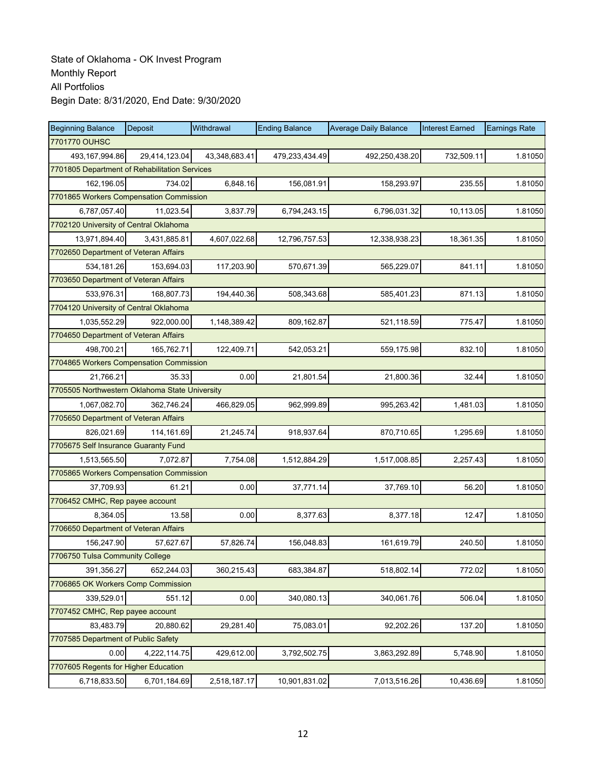State of Oklahoma - OK Invest Program
Monthly Report
All Portfolios
Begin Date: 8/31/2020, End Date: 9/30/2020

| Beginning Balance | Deposit | Withdrawal | Ending Balance | Average Daily Balance | Interest Earned | Earnings Rate |
|---|---|---|---|---|---|---|
| 7701770 OUHSC | | | | | | |
| 493,167,994.86 | 29,414,123.04 | 43,348,683.41 | 479,233,434.49 | 492,250,438.20 | 732,509.11 | 1.81050 |
| 7701805 Department of Rehabilitation Services | | | | | | |
| 162,196.05 | 734.02 | 6,848.16 | 156,081.91 | 158,293.97 | 235.55 | 1.81050 |
| 7701865 Workers Compensation Commission | | | | | | |
| 6,787,057.40 | 11,023.54 | 3,837.79 | 6,794,243.15 | 6,796,031.32 | 10,113.05 | 1.81050 |
| 7702120 University of Central Oklahoma | | | | | | |
| 13,971,894.40 | 3,431,885.81 | 4,607,022.68 | 12,796,757.53 | 12,338,938.23 | 18,361.35 | 1.81050 |
| 7702650 Department of Veteran Affairs | | | | | | |
| 534,181.26 | 153,694.03 | 117,203.90 | 570,671.39 | 565,229.07 | 841.11 | 1.81050 |
| 7703650 Department of Veteran Affairs | | | | | | |
| 533,976.31 | 168,807.73 | 194,440.36 | 508,343.68 | 585,401.23 | 871.13 | 1.81050 |
| 7704120 University of Central Oklahoma | | | | | | |
| 1,035,552.29 | 922,000.00 | 1,148,389.42 | 809,162.87 | 521,118.59 | 775.47 | 1.81050 |
| 7704650 Department of Veteran Affairs | | | | | | |
| 498,700.21 | 165,762.71 | 122,409.71 | 542,053.21 | 559,175.98 | 832.10 | 1.81050 |
| 7704865 Workers Compensation Commission | | | | | | |
| 21,766.21 | 35.33 | 0.00 | 21,801.54 | 21,800.36 | 32.44 | 1.81050 |
| 7705505 Northwestern Oklahoma State University | | | | | | |
| 1,067,082.70 | 362,746.24 | 466,829.05 | 962,999.89 | 995,263.42 | 1,481.03 | 1.81050 |
| 7705650 Department of Veteran Affairs | | | | | | |
| 826,021.69 | 114,161.69 | 21,245.74 | 918,937.64 | 870,710.65 | 1,295.69 | 1.81050 |
| 7705675 Self Insurance Guaranty Fund | | | | | | |
| 1,513,565.50 | 7,072.87 | 7,754.08 | 1,512,884.29 | 1,517,008.85 | 2,257.43 | 1.81050 |
| 7705865 Workers Compensation Commission | | | | | | |
| 37,709.93 | 61.21 | 0.00 | 37,771.14 | 37,769.10 | 56.20 | 1.81050 |
| 7706452 CMHC, Rep payee account | | | | | | |
| 8,364.05 | 13.58 | 0.00 | 8,377.63 | 8,377.18 | 12.47 | 1.81050 |
| 7706650 Department of Veteran Affairs | | | | | | |
| 156,247.90 | 57,627.67 | 57,826.74 | 156,048.83 | 161,619.79 | 240.50 | 1.81050 |
| 7706750 Tulsa Community College | | | | | | |
| 391,356.27 | 652,244.03 | 360,215.43 | 683,384.87 | 518,802.14 | 772.02 | 1.81050 |
| 7706865 OK Workers Comp Commission | | | | | | |
| 339,529.01 | 551.12 | 0.00 | 340,080.13 | 340,061.76 | 506.04 | 1.81050 |
| 7707452 CMHC, Rep payee account | | | | | | |
| 83,483.79 | 20,880.62 | 29,281.40 | 75,083.01 | 92,202.26 | 137.20 | 1.81050 |
| 7707585 Department of Public Safety | | | | | | |
| 0.00 | 4,222,114.75 | 429,612.00 | 3,792,502.75 | 3,863,292.89 | 5,748.90 | 1.81050 |
| 7707605 Regents for Higher Education | | | | | | |
| 6,718,833.50 | 6,701,184.69 | 2,518,187.17 | 10,901,831.02 | 7,013,516.26 | 10,436.69 | 1.81050 |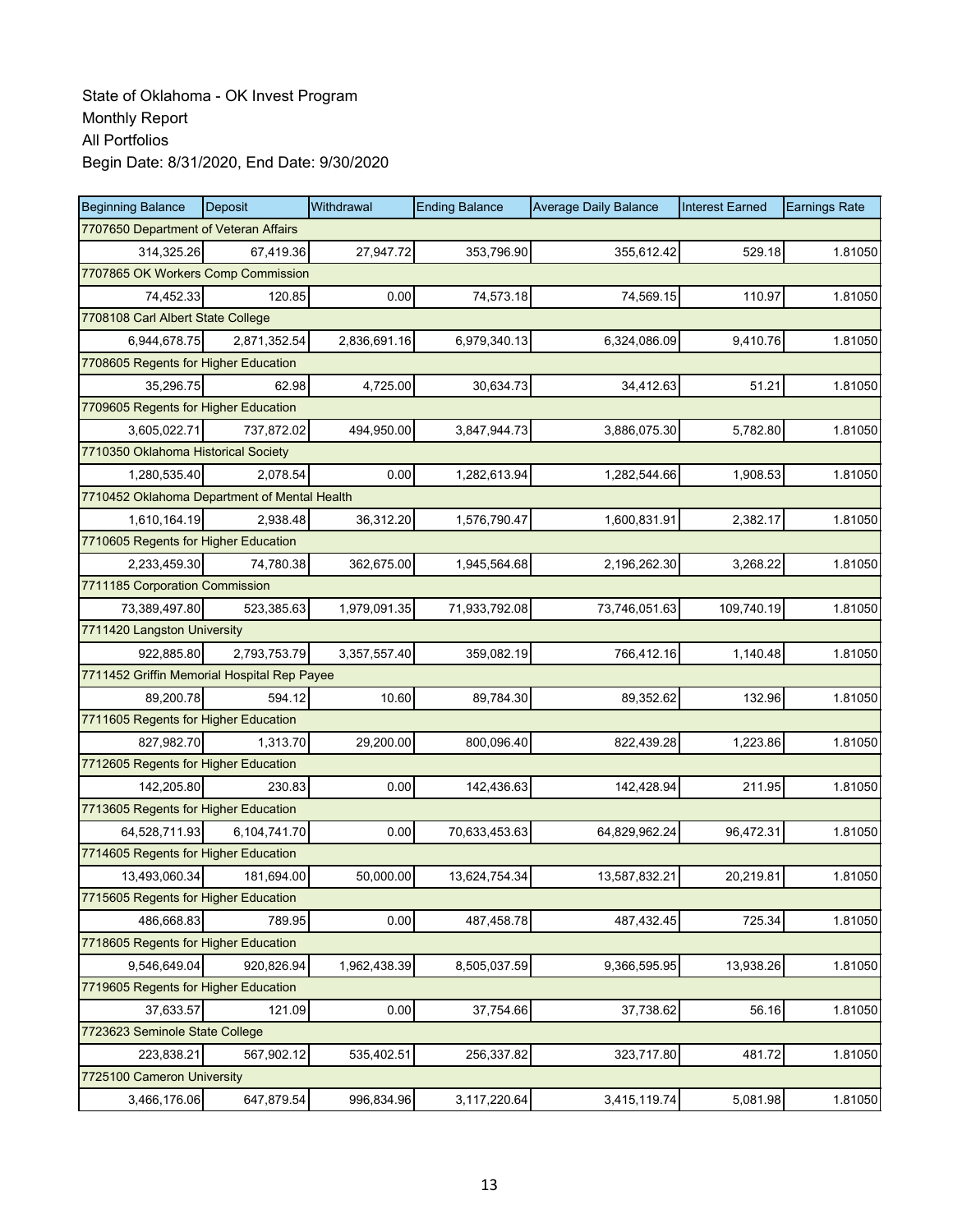State of Oklahoma - OK Invest Program
Monthly Report
All Portfolios
Begin Date: 8/31/2020, End Date: 9/30/2020

| Beginning Balance | Deposit | Withdrawal | Ending Balance | Average Daily Balance | Interest Earned | Earnings Rate |
|---|---|---|---|---|---|---|
| 7707650 Department of Veteran Affairs | | | | | | |
| 314,325.26 | 67,419.36 | 27,947.72 | 353,796.90 | 355,612.42 | 529.18 | 1.81050 |
| 7707865 OK Workers Comp Commission | | | | | | |
| 74,452.33 | 120.85 | 0.00 | 74,573.18 | 74,569.15 | 110.97 | 1.81050 |
| 7708108 Carl Albert State College | | | | | | |
| 6,944,678.75 | 2,871,352.54 | 2,836,691.16 | 6,979,340.13 | 6,324,086.09 | 9,410.76 | 1.81050 |
| 7708605 Regents for Higher Education | | | | | | |
| 35,296.75 | 62.98 | 4,725.00 | 30,634.73 | 34,412.63 | 51.21 | 1.81050 |
| 7709605 Regents for Higher Education | | | | | | |
| 3,605,022.71 | 737,872.02 | 494,950.00 | 3,847,944.73 | 3,886,075.30 | 5,782.80 | 1.81050 |
| 7710350 Oklahoma Historical Society | | | | | | |
| 1,280,535.40 | 2,078.54 | 0.00 | 1,282,613.94 | 1,282,544.66 | 1,908.53 | 1.81050 |
| 7710452 Oklahoma Department of Mental Health | | | | | | |
| 1,610,164.19 | 2,938.48 | 36,312.20 | 1,576,790.47 | 1,600,831.91 | 2,382.17 | 1.81050 |
| 7710605 Regents for Higher Education | | | | | | |
| 2,233,459.30 | 74,780.38 | 362,675.00 | 1,945,564.68 | 2,196,262.30 | 3,268.22 | 1.81050 |
| 7711185 Corporation Commission | | | | | | |
| 73,389,497.80 | 523,385.63 | 1,979,091.35 | 71,933,792.08 | 73,746,051.63 | 109,740.19 | 1.81050 |
| 7711420 Langston University | | | | | | |
| 922,885.80 | 2,793,753.79 | 3,357,557.40 | 359,082.19 | 766,412.16 | 1,140.48 | 1.81050 |
| 7711452 Griffin Memorial Hospital Rep Payee | | | | | | |
| 89,200.78 | 594.12 | 10.60 | 89,784.30 | 89,352.62 | 132.96 | 1.81050 |
| 7711605 Regents for Higher Education | | | | | | |
| 827,982.70 | 1,313.70 | 29,200.00 | 800,096.40 | 822,439.28 | 1,223.86 | 1.81050 |
| 7712605 Regents for Higher Education | | | | | | |
| 142,205.80 | 230.83 | 0.00 | 142,436.63 | 142,428.94 | 211.95 | 1.81050 |
| 7713605 Regents for Higher Education | | | | | | |
| 64,528,711.93 | 6,104,741.70 | 0.00 | 70,633,453.63 | 64,829,962.24 | 96,472.31 | 1.81050 |
| 7714605 Regents for Higher Education | | | | | | |
| 13,493,060.34 | 181,694.00 | 50,000.00 | 13,624,754.34 | 13,587,832.21 | 20,219.81 | 1.81050 |
| 7715605 Regents for Higher Education | | | | | | |
| 486,668.83 | 789.95 | 0.00 | 487,458.78 | 487,432.45 | 725.34 | 1.81050 |
| 7718605 Regents for Higher Education | | | | | | |
| 9,546,649.04 | 920,826.94 | 1,962,438.39 | 8,505,037.59 | 9,366,595.95 | 13,938.26 | 1.81050 |
| 7719605 Regents for Higher Education | | | | | | |
| 37,633.57 | 121.09 | 0.00 | 37,754.66 | 37,738.62 | 56.16 | 1.81050 |
| 7723623 Seminole State College | | | | | | |
| 223,838.21 | 567,902.12 | 535,402.51 | 256,337.82 | 323,717.80 | 481.72 | 1.81050 |
| 7725100 Cameron University | | | | | | |
| 3,466,176.06 | 647,879.54 | 996,834.96 | 3,117,220.64 | 3,415,119.74 | 5,081.98 | 1.81050 |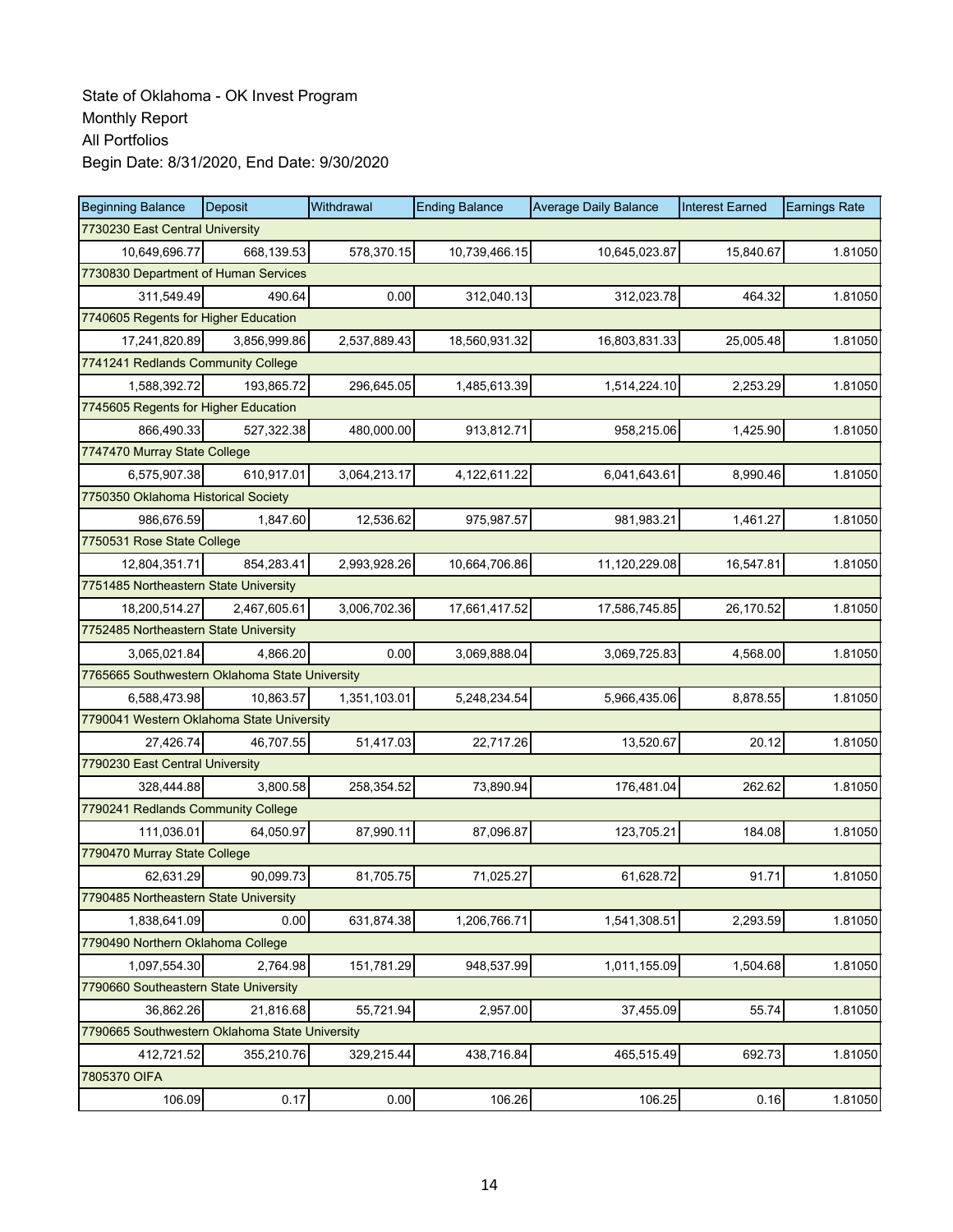State of Oklahoma - OK Invest Program
Monthly Report
All Portfolios
Begin Date: 8/31/2020, End Date: 9/30/2020

| Beginning Balance | Deposit | Withdrawal | Ending Balance | Average Daily Balance | Interest Earned | Earnings Rate |
|---|---|---|---|---|---|---|
| 7730230 East Central University | | | | | | |
| 10,649,696.77 | 668,139.53 | 578,370.15 | 10,739,466.15 | 10,645,023.87 | 15,840.67 | 1.81050 |
| 7730830 Department of Human Services | | | | | | |
| 311,549.49 | 490.64 | 0.00 | 312,040.13 | 312,023.78 | 464.32 | 1.81050 |
| 7740605 Regents for Higher Education | | | | | | |
| 17,241,820.89 | 3,856,999.86 | 2,537,889.43 | 18,560,931.32 | 16,803,831.33 | 25,005.48 | 1.81050 |
| 7741241 Redlands Community College | | | | | | |
| 1,588,392.72 | 193,865.72 | 296,645.05 | 1,485,613.39 | 1,514,224.10 | 2,253.29 | 1.81050 |
| 7745605 Regents for Higher Education | | | | | | |
| 866,490.33 | 527,322.38 | 480,000.00 | 913,812.71 | 958,215.06 | 1,425.90 | 1.81050 |
| 7747470 Murray State College | | | | | | |
| 6,575,907.38 | 610,917.01 | 3,064,213.17 | 4,122,611.22 | 6,041,643.61 | 8,990.46 | 1.81050 |
| 7750350 Oklahoma Historical Society | | | | | | |
| 986,676.59 | 1,847.60 | 12,536.62 | 975,987.57 | 981,983.21 | 1,461.27 | 1.81050 |
| 7750531 Rose State College | | | | | | |
| 12,804,351.71 | 854,283.41 | 2,993,928.26 | 10,664,706.86 | 11,120,229.08 | 16,547.81 | 1.81050 |
| 7751485 Northeastern State University | | | | | | |
| 18,200,514.27 | 2,467,605.61 | 3,006,702.36 | 17,661,417.52 | 17,586,745.85 | 26,170.52 | 1.81050 |
| 7752485 Northeastern State University | | | | | | |
| 3,065,021.84 | 4,866.20 | 0.00 | 3,069,888.04 | 3,069,725.83 | 4,568.00 | 1.81050 |
| 7765665 Southwestern Oklahoma State University | | | | | | |
| 6,588,473.98 | 10,863.57 | 1,351,103.01 | 5,248,234.54 | 5,966,435.06 | 8,878.55 | 1.81050 |
| 7790041 Western Oklahoma State University | | | | | | |
| 27,426.74 | 46,707.55 | 51,417.03 | 22,717.26 | 13,520.67 | 20.12 | 1.81050 |
| 7790230 East Central University | | | | | | |
| 328,444.88 | 3,800.58 | 258,354.52 | 73,890.94 | 176,481.04 | 262.62 | 1.81050 |
| 7790241 Redlands Community College | | | | | | |
| 111,036.01 | 64,050.97 | 87,990.11 | 87,096.87 | 123,705.21 | 184.08 | 1.81050 |
| 7790470 Murray State College | | | | | | |
| 62,631.29 | 90,099.73 | 81,705.75 | 71,025.27 | 61,628.72 | 91.71 | 1.81050 |
| 7790485 Northeastern State University | | | | | | |
| 1,838,641.09 | 0.00 | 631,874.38 | 1,206,766.71 | 1,541,308.51 | 2,293.59 | 1.81050 |
| 7790490 Northern Oklahoma College | | | | | | |
| 1,097,554.30 | 2,764.98 | 151,781.29 | 948,537.99 | 1,011,155.09 | 1,504.68 | 1.81050 |
| 7790660 Southeastern State University | | | | | | |
| 36,862.26 | 21,816.68 | 55,721.94 | 2,957.00 | 37,455.09 | 55.74 | 1.81050 |
| 7790665 Southwestern Oklahoma State University | | | | | | |
| 412,721.52 | 355,210.76 | 329,215.44 | 438,716.84 | 465,515.49 | 692.73 | 1.81050 |
| 7805370 OIFA | | | | | | |
| 106.09 | 0.17 | 0.00 | 106.26 | 106.25 | 0.16 | 1.81050 |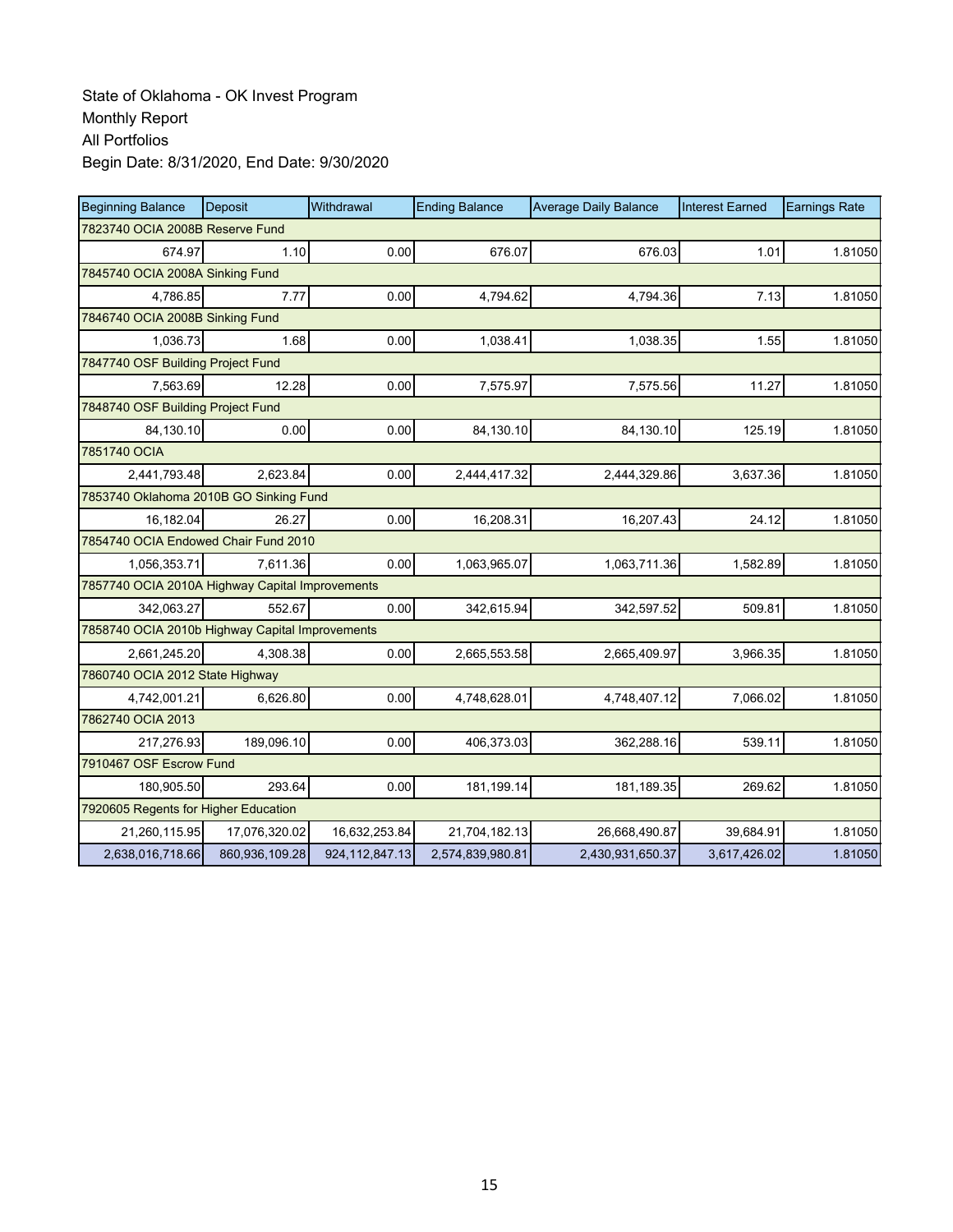State of Oklahoma - OK Invest Program
Monthly Report
All Portfolios
Begin Date: 8/31/2020, End Date: 9/30/2020

| Beginning Balance | Deposit | Withdrawal | Ending Balance | Average Daily Balance | Interest Earned | Earnings Rate |
|---|---|---|---|---|---|---|
| 7823740 OCIA 2008B Reserve Fund | | | | | | |
| 674.97 | 1.10 | 0.00 | 676.07 | 676.03 | 1.01 | 1.81050 |
| 7845740 OCIA 2008A Sinking Fund | | | | | | |
| 4,786.85 | 7.77 | 0.00 | 4,794.62 | 4,794.36 | 7.13 | 1.81050 |
| 7846740 OCIA 2008B Sinking Fund | | | | | | |
| 1,036.73 | 1.68 | 0.00 | 1,038.41 | 1,038.35 | 1.55 | 1.81050 |
| 7847740 OSF Building Project Fund | | | | | | |
| 7,563.69 | 12.28 | 0.00 | 7,575.97 | 7,575.56 | 11.27 | 1.81050 |
| 7848740 OSF Building Project Fund | | | | | | |
| 84,130.10 | 0.00 | 0.00 | 84,130.10 | 84,130.10 | 125.19 | 1.81050 |
| 7851740 OCIA | | | | | | |
| 2,441,793.48 | 2,623.84 | 0.00 | 2,444,417.32 | 2,444,329.86 | 3,637.36 | 1.81050 |
| 7853740 Oklahoma 2010B GO Sinking Fund | | | | | | |
| 16,182.04 | 26.27 | 0.00 | 16,208.31 | 16,207.43 | 24.12 | 1.81050 |
| 7854740 OCIA Endowed Chair Fund 2010 | | | | | | |
| 1,056,353.71 | 7,611.36 | 0.00 | 1,063,965.07 | 1,063,711.36 | 1,582.89 | 1.81050 |
| 7857740 OCIA 2010A Highway Capital Improvements | | | | | | |
| 342,063.27 | 552.67 | 0.00 | 342,615.94 | 342,597.52 | 509.81 | 1.81050 |
| 7858740 OCIA 2010b Highway Capital Improvements | | | | | | |
| 2,661,245.20 | 4,308.38 | 0.00 | 2,665,553.58 | 2,665,409.97 | 3,966.35 | 1.81050 |
| 7860740 OCIA 2012 State Highway | | | | | | |
| 4,742,001.21 | 6,626.80 | 0.00 | 4,748,628.01 | 4,748,407.12 | 7,066.02 | 1.81050 |
| 7862740 OCIA 2013 | | | | | | |
| 217,276.93 | 189,096.10 | 0.00 | 406,373.03 | 362,288.16 | 539.11 | 1.81050 |
| 7910467 OSF Escrow Fund | | | | | | |
| 180,905.50 | 293.64 | 0.00 | 181,199.14 | 181,189.35 | 269.62 | 1.81050 |
| 7920605 Regents for Higher Education | | | | | | |
| 21,260,115.95 | 17,076,320.02 | 16,632,253.84 | 21,704,182.13 | 26,668,490.87 | 39,684.91 | 1.81050 |
| 2,638,016,718.66 | 860,936,109.28 | 924,112,847.13 | 2,574,839,980.81 | 2,430,931,650.37 | 3,617,426.02 | 1.81050 |